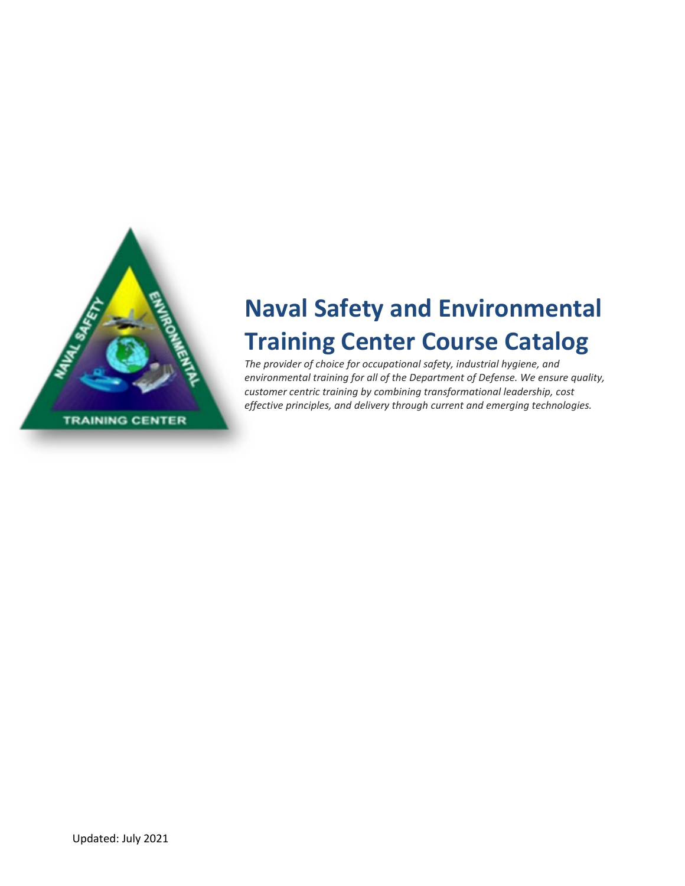# Naval Safety and Environmental Training Center Course Catalog

*The provider of choice for occupational safety, industrial hygiene, and environmental training for all of the Department of Defense. We ensure quality, customer centric training by combining transformational leadership, cost effective principles, and delivery through current and emerging technologies.*

Updated: July 2021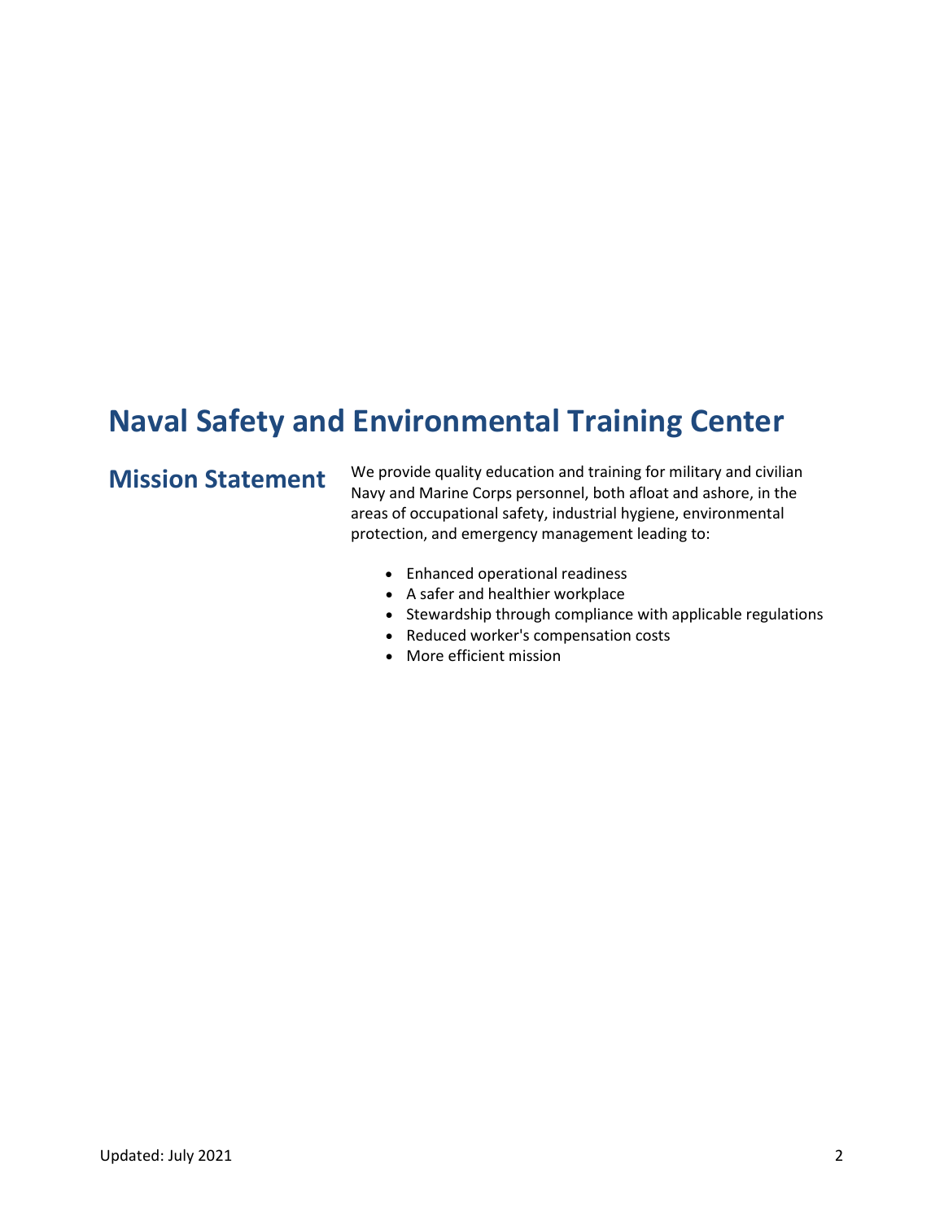# Naval Safety and Environmental Training Center

## Mission Statement

We provide quality education and training for military and civilian Navy and Marine Corps personnel, both afloat and ashore, in the areas of occupational safety, industrial hygiene, environmental protection, and emergency management leading to:

- Enhanced operational readiness
- A safer and healthier workplace
- Stewardship through compliance with applicable regulations
- Reduced worker's compensation costs
- More efficient mission

Updated: July 2021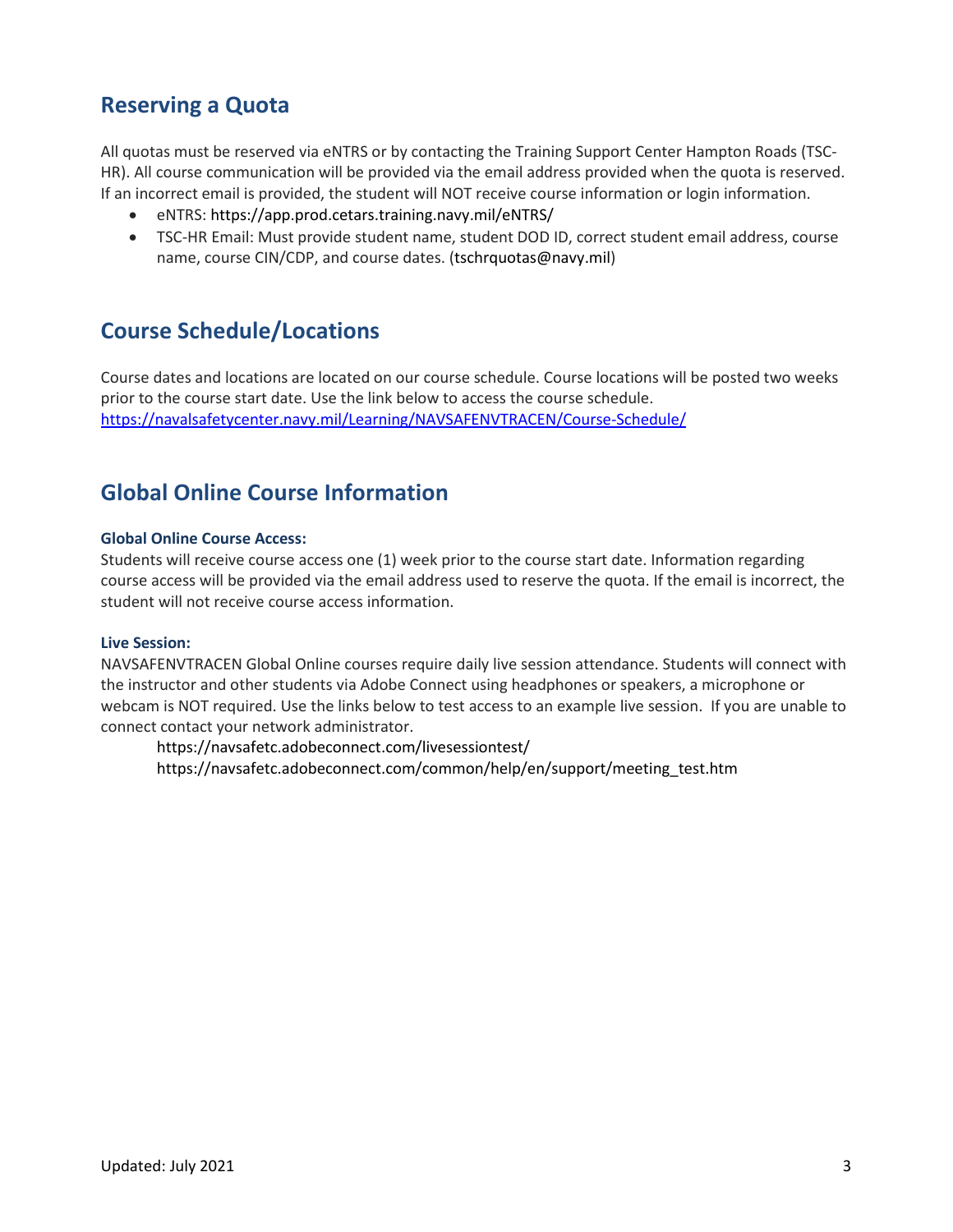## Reserving a Quota

All quotas must be reserved via eNTRS or by contacting the Training Support Center Hampton Roads (TSC-HR). All course communication will be provided via the email address provided when the quota is reserved. If an incorrect email is provided, the student will NOT receive course information or login information.

- eNTRS: https://app.prod.cetars.training.navy.mil/eNTRS/
- TSC-HR Email: Must provide student name, student DOD ID, correct student email address, course name, course CIN/CDP, and course dates. (tschrquotas@navy.mil)

## Course Schedule/Locations

Course dates and locations are located on our course schedule. Course locations will be posted two weeks prior to the course start date. Use the link below to access the course schedule.
https://navalsafetycenter.navy.mil/Learning/NAVSAFENVTRACEN/Course-Schedule/

## Global Online Course Information

**Global Online Course Access:**
Students will receive course access one (1) week prior to the course start date. Information regarding course access will be provided via the email address used to reserve the quota. If the email is incorrect, the student will not receive course access information.

**Live Session:**
NAVSAFENVTRACEN Global Online courses require daily live session attendance. Students will connect with the instructor and other students via Adobe Connect using headphones or speakers, a microphone or webcam is NOT required. Use the links below to test access to an example live session. If you are unable to connect contact your network administrator.

https://navsafetc.adobeconnect.com/livesessiontest/
https://navsafetc.adobeconnect.com/common/help/en/support/meeting_test.htm

Updated: July 2021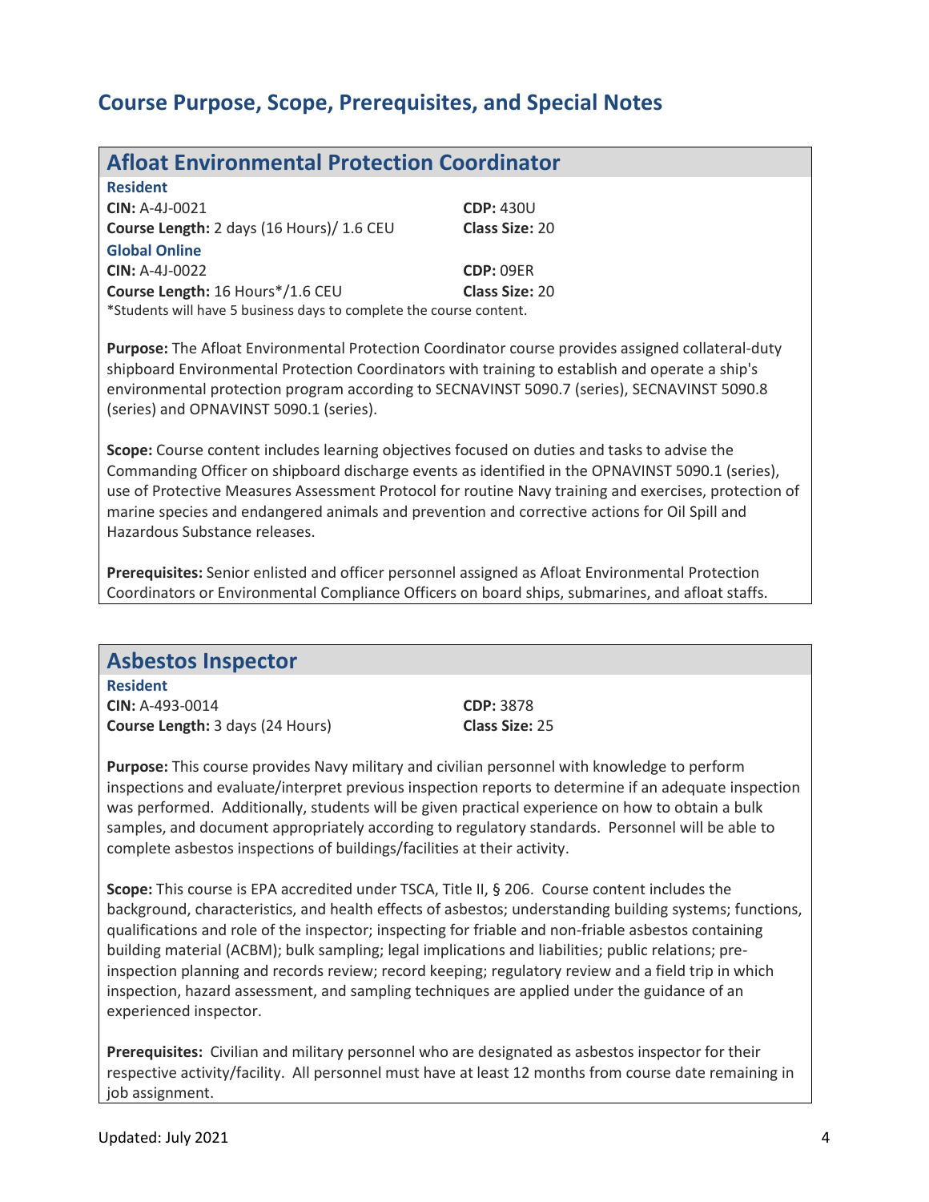## Course Purpose, Scope, Prerequisites, and Special Notes

### Afloat Environmental Protection Coordinator

**Resident**

**CIN:** A-4J-0021 **CDP:** 430U

**Course Length:** 2 days (16 Hours)/ 1.6 CEU **Class Size:** 20

**Global Online**

**CIN:** A-4J-0022 **CDP:** 09ER

**Course Length:** 16 Hours*/1.6 CEU **Class Size:** 20

*Students will have 5 business days to complete the course content.

**Purpose:** The Afloat Environmental Protection Coordinator course provides assigned collateral-duty shipboard Environmental Protection Coordinators with training to establish and operate a ship's environmental protection program according to SECNAVINST 5090.7 (series), SECNAVINST 5090.8 (series) and OPNAVINST 5090.1 (series).

**Scope:** Course content includes learning objectives focused on duties and tasks to advise the Commanding Officer on shipboard discharge events as identified in the OPNAVINST 5090.1 (series), use of Protective Measures Assessment Protocol for routine Navy training and exercises, protection of marine species and endangered animals and prevention and corrective actions for Oil Spill and Hazardous Substance releases.

**Prerequisites:** Senior enlisted and officer personnel assigned as Afloat Environmental Protection Coordinators or Environmental Compliance Officers on board ships, submarines, and afloat staffs.

### Asbestos Inspector

**Resident**

**CIN:** A-493-0014 **CDP:** 3878

**Course Length:** 3 days (24 Hours) **Class Size:** 25

**Purpose:** This course provides Navy military and civilian personnel with knowledge to perform inspections and evaluate/interpret previous inspection reports to determine if an adequate inspection was performed. Additionally, students will be given practical experience on how to obtain a bulk samples, and document appropriately according to regulatory standards. Personnel will be able to complete asbestos inspections of buildings/facilities at their activity.

**Scope:** This course is EPA accredited under TSCA, Title II, § 206. Course content includes the background, characteristics, and health effects of asbestos; understanding building systems; functions, qualifications and role of the inspector; inspecting for friable and non-friable asbestos containing building material (ACBM); bulk sampling; legal implications and liabilities; public relations; pre-inspection planning and records review; record keeping; regulatory review and a field trip in which inspection, hazard assessment, and sampling techniques are applied under the guidance of an experienced inspector.

**Prerequisites:** Civilian and military personnel who are designated as asbestos inspector for their respective activity/facility. All personnel must have at least 12 months from course date remaining in job assignment.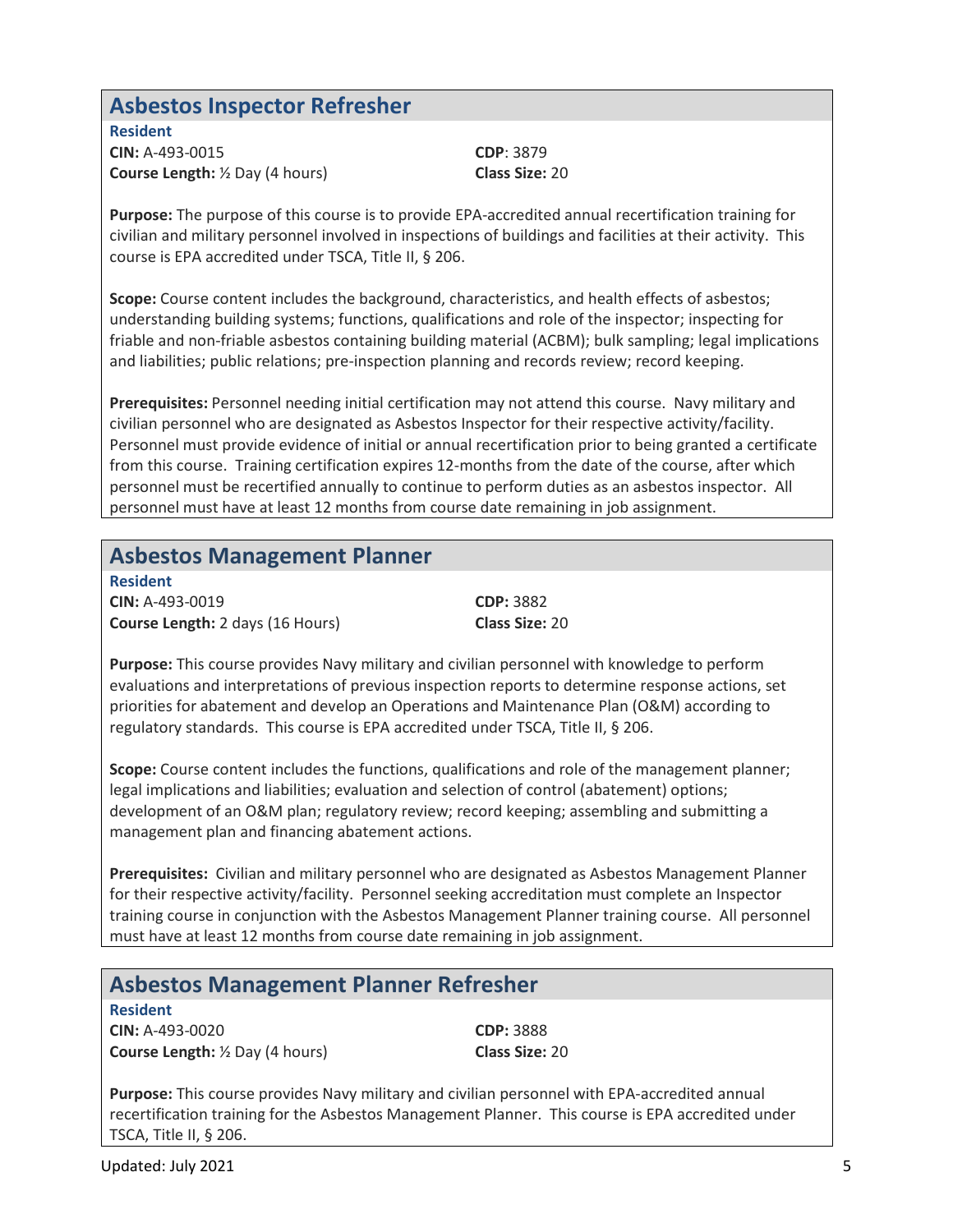## Asbestos Inspector Refresher

**Resident**

**CIN:** A-493-0015
**CDP**: 3879
**Course Length:** ½ Day (4 hours)
**Class Size:** 20

**Purpose:** The purpose of this course is to provide EPA-accredited annual recertification training for civilian and military personnel involved in inspections of buildings and facilities at their activity. This course is EPA accredited under TSCA, Title II, § 206.

**Scope:** Course content includes the background, characteristics, and health effects of asbestos; understanding building systems; functions, qualifications and role of the inspector; inspecting for friable and non-friable asbestos containing building material (ACBM); bulk sampling; legal implications and liabilities; public relations; pre-inspection planning and records review; record keeping.

**Prerequisites:** Personnel needing initial certification may not attend this course. Navy military and civilian personnel who are designated as Asbestos Inspector for their respective activity/facility. Personnel must provide evidence of initial or annual recertification prior to being granted a certificate from this course. Training certification expires 12-months from the date of the course, after which personnel must be recertified annually to continue to perform duties as an asbestos inspector. All personnel must have at least 12 months from course date remaining in job assignment.

## Asbestos Management Planner

**Resident**

**CIN:** A-493-0019
**CDP:** 3882
**Course Length:** 2 days (16 Hours)
**Class Size:** 20

**Purpose:** This course provides Navy military and civilian personnel with knowledge to perform evaluations and interpretations of previous inspection reports to determine response actions, set priorities for abatement and develop an Operations and Maintenance Plan (O&M) according to regulatory standards. This course is EPA accredited under TSCA, Title II, § 206.

**Scope:** Course content includes the functions, qualifications and role of the management planner; legal implications and liabilities; evaluation and selection of control (abatement) options; development of an O&M plan; regulatory review; record keeping; assembling and submitting a management plan and financing abatement actions.

**Prerequisites:** Civilian and military personnel who are designated as Asbestos Management Planner for their respective activity/facility. Personnel seeking accreditation must complete an Inspector training course in conjunction with the Asbestos Management Planner training course. All personnel must have at least 12 months from course date remaining in job assignment.

## Asbestos Management Planner Refresher

**Resident**

**CIN:** A-493-0020
**CDP:** 3888
**Course Length:** ½ Day (4 hours)
**Class Size:** 20

**Purpose:** This course provides Navy military and civilian personnel with EPA-accredited annual recertification training for the Asbestos Management Planner. This course is EPA accredited under TSCA, Title II, § 206.

Updated: July 2021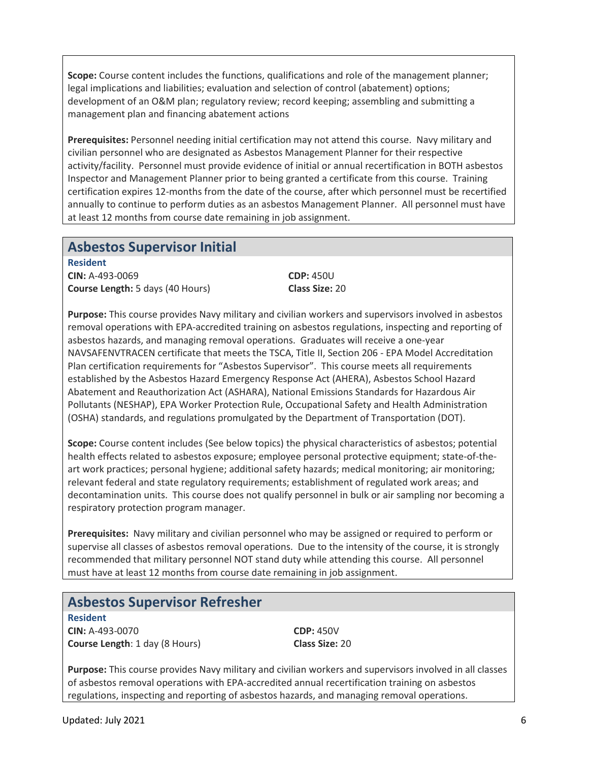**Scope:** Course content includes the functions, qualifications and role of the management planner; legal implications and liabilities; evaluation and selection of control (abatement) options; development of an O&M plan; regulatory review; record keeping; assembling and submitting a management plan and financing abatement actions

**Prerequisites:** Personnel needing initial certification may not attend this course. Navy military and civilian personnel who are designated as Asbestos Management Planner for their respective activity/facility. Personnel must provide evidence of initial or annual recertification in BOTH asbestos Inspector and Management Planner prior to being granted a certificate from this course. Training certification expires 12-months from the date of the course, after which personnel must be recertified annually to continue to perform duties as an asbestos Management Planner. All personnel must have at least 12 months from course date remaining in job assignment.

## Asbestos Supervisor Initial

**Resident**

**CIN:** A-493-0069

**CDP:** 450U

**Course Length:** 5 days (40 Hours)

**Class Size:** 20

**Purpose:** This course provides Navy military and civilian workers and supervisors involved in asbestos removal operations with EPA-accredited training on asbestos regulations, inspecting and reporting of asbestos hazards, and managing removal operations. Graduates will receive a one-year NAVSAFENVTRACEN certificate that meets the TSCA, Title II, Section 206 - EPA Model Accreditation Plan certification requirements for "Asbestos Supervisor". This course meets all requirements established by the Asbestos Hazard Emergency Response Act (AHERA), Asbestos School Hazard Abatement and Reauthorization Act (ASHARA), National Emissions Standards for Hazardous Air Pollutants (NESHAP), EPA Worker Protection Rule, Occupational Safety and Health Administration (OSHA) standards, and regulations promulgated by the Department of Transportation (DOT).

**Scope:** Course content includes (See below topics) the physical characteristics of asbestos; potential health effects related to asbestos exposure; employee personal protective equipment; state-of-the-art work practices; personal hygiene; additional safety hazards; medical monitoring; air monitoring; relevant federal and state regulatory requirements; establishment of regulated work areas; and decontamination units. This course does not qualify personnel in bulk or air sampling nor becoming a respiratory protection program manager.

**Prerequisites:** Navy military and civilian personnel who may be assigned or required to perform or supervise all classes of asbestos removal operations. Due to the intensity of the course, it is strongly recommended that military personnel NOT stand duty while attending this course. All personnel must have at least 12 months from course date remaining in job assignment.

## Asbestos Supervisor Refresher

**Resident**

**CIN:** A-493-0070

**CDP:** 450V

**Course Length**: 1 day (8 Hours)

**Class Size:** 20

**Purpose:** This course provides Navy military and civilian workers and supervisors involved in all classes of asbestos removal operations with EPA-accredited annual recertification training on asbestos regulations, inspecting and reporting of asbestos hazards, and managing removal operations.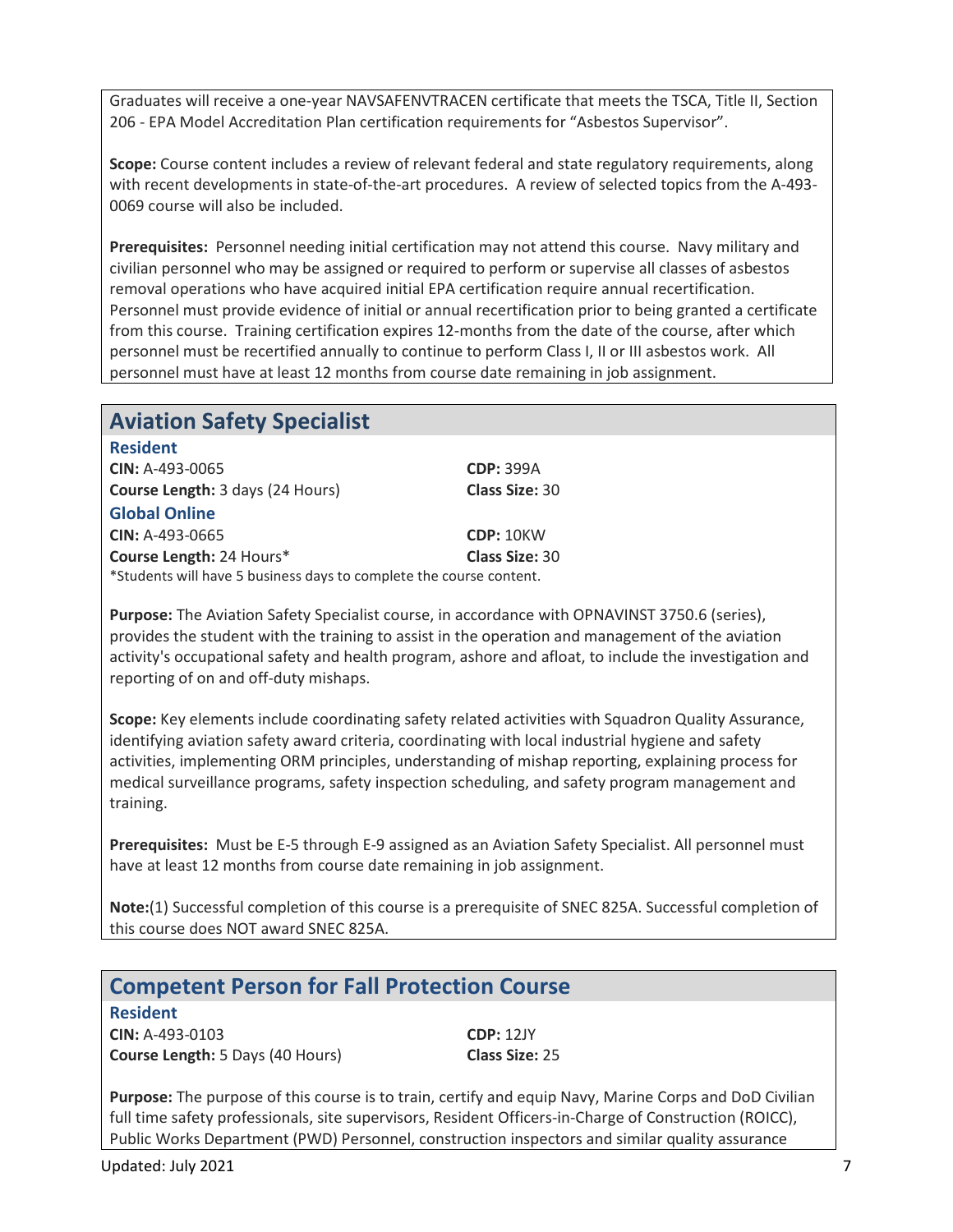Graduates will receive a one-year NAVSAFENVTRACEN certificate that meets the TSCA, Title II, Section 206 - EPA Model Accreditation Plan certification requirements for "Asbestos Supervisor".

**Scope:** Course content includes a review of relevant federal and state regulatory requirements, along with recent developments in state-of-the-art procedures. A review of selected topics from the A-493-0069 course will also be included.

**Prerequisites:** Personnel needing initial certification may not attend this course. Navy military and civilian personnel who may be assigned or required to perform or supervise all classes of asbestos removal operations who have acquired initial EPA certification require annual recertification. Personnel must provide evidence of initial or annual recertification prior to being granted a certificate from this course. Training certification expires 12-months from the date of the course, after which personnel must be recertified annually to continue to perform Class I, II or III asbestos work. All personnel must have at least 12 months from course date remaining in job assignment.

## Aviation Safety Specialist

### Resident

**CIN:** A-493-0065 **CDP:** 399A
**Course Length:** 3 days (24 Hours) **Class Size:** 30

### Global Online

**CIN:** A-493-0665 **CDP:** 10KW
**Course Length:** 24 Hours* **Class Size:** 30
*Students will have 5 business days to complete the course content.

**Purpose:** The Aviation Safety Specialist course, in accordance with OPNAVINST 3750.6 (series), provides the student with the training to assist in the operation and management of the aviation activity's occupational safety and health program, ashore and afloat, to include the investigation and reporting of on and off-duty mishaps.

**Scope:** Key elements include coordinating safety related activities with Squadron Quality Assurance, identifying aviation safety award criteria, coordinating with local industrial hygiene and safety activities, implementing ORM principles, understanding of mishap reporting, explaining process for medical surveillance programs, safety inspection scheduling, and safety program management and training.

**Prerequisites:** Must be E-5 through E-9 assigned as an Aviation Safety Specialist. All personnel must have at least 12 months from course date remaining in job assignment.

**Note:**(1) Successful completion of this course is a prerequisite of SNEC 825A. Successful completion of this course does NOT award SNEC 825A.

## Competent Person for Fall Protection Course

### Resident

**CIN:** A-493-0103 **CDP:** 12JY
**Course Length:** 5 Days (40 Hours) **Class Size:** 25

**Purpose:** The purpose of this course is to train, certify and equip Navy, Marine Corps and DoD Civilian full time safety professionals, site supervisors, Resident Officers-in-Charge of Construction (ROICC), Public Works Department (PWD) Personnel, construction inspectors and similar quality assurance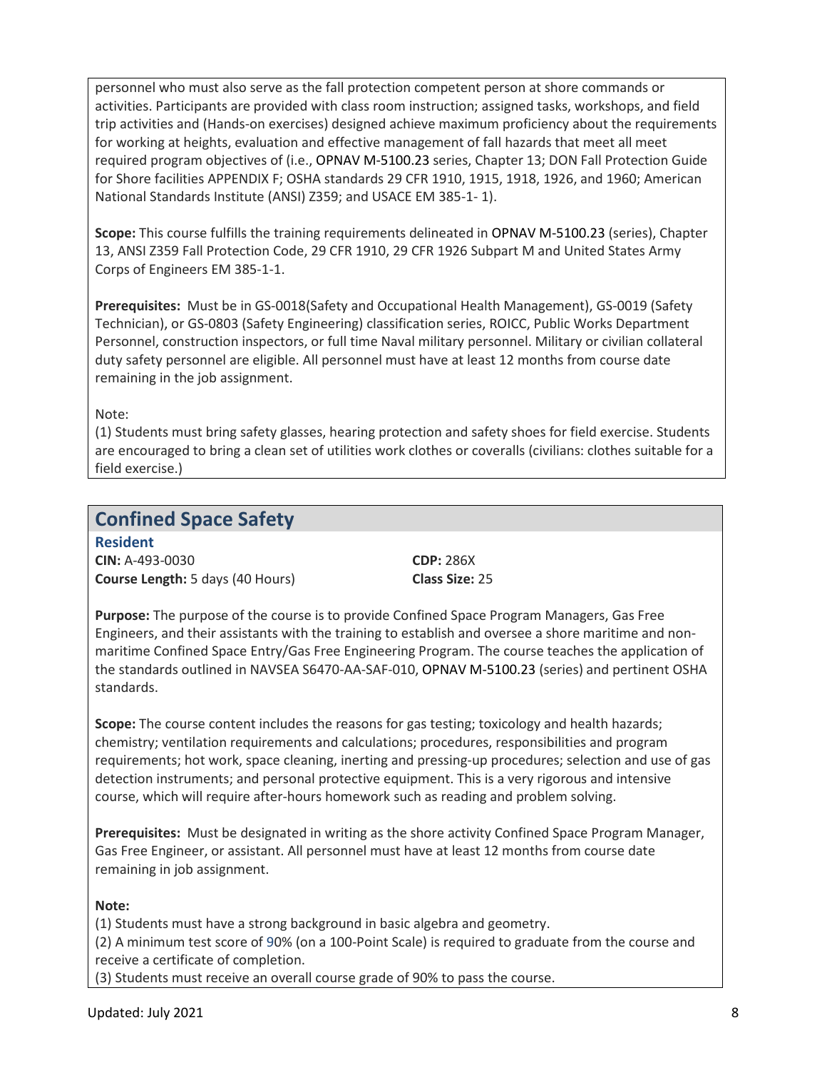personnel who must also serve as the fall protection competent person at shore commands or activities. Participants are provided with class room instruction; assigned tasks, workshops, and field trip activities and (Hands-on exercises) designed achieve maximum proficiency about the requirements for working at heights, evaluation and effective management of fall hazards that meet all meet required program objectives of (i.e., OPNAV M-5100.23 series, Chapter 13; DON Fall Protection Guide for Shore facilities APPENDIX F; OSHA standards 29 CFR 1910, 1915, 1918, 1926, and 1960; American National Standards Institute (ANSI) Z359; and USACE EM 385-1- 1).

**Scope:** This course fulfills the training requirements delineated in OPNAV M-5100.23 (series), Chapter 13, ANSI Z359 Fall Protection Code, 29 CFR 1910, 29 CFR 1926 Subpart M and United States Army Corps of Engineers EM 385-1-1.

**Prerequisites:** Must be in GS-0018(Safety and Occupational Health Management), GS-0019 (Safety Technician), or GS-0803 (Safety Engineering) classification series, ROICC, Public Works Department Personnel, construction inspectors, or full time Naval military personnel. Military or civilian collateral duty safety personnel are eligible. All personnel must have at least 12 months from course date remaining in the job assignment.

Note:
(1) Students must bring safety glasses, hearing protection and safety shoes for field exercise. Students are encouraged to bring a clean set of utilities work clothes or coveralls (civilians: clothes suitable for a field exercise.)

## Confined Space Safety

### Resident

**CIN:** A-493-0030
**CDP:** 286X
**Course Length:** 5 days (40 Hours)
**Class Size:** 25

**Purpose:** The purpose of the course is to provide Confined Space Program Managers, Gas Free Engineers, and their assistants with the training to establish and oversee a shore maritime and non-maritime Confined Space Entry/Gas Free Engineering Program. The course teaches the application of the standards outlined in NAVSEA S6470-AA-SAF-010, OPNAV M-5100.23 (series) and pertinent OSHA standards.

**Scope:** The course content includes the reasons for gas testing; toxicology and health hazards; chemistry; ventilation requirements and calculations; procedures, responsibilities and program requirements; hot work, space cleaning, inerting and pressing-up procedures; selection and use of gas detection instruments; and personal protective equipment. This is a very rigorous and intensive course, which will require after-hours homework such as reading and problem solving.

**Prerequisites:** Must be designated in writing as the shore activity Confined Space Program Manager, Gas Free Engineer, or assistant. All personnel must have at least 12 months from course date remaining in job assignment.

**Note:**
(1) Students must have a strong background in basic algebra and geometry.
(2) A minimum test score of 90% (on a 100-Point Scale) is required to graduate from the course and receive a certificate of completion.
(3) Students must receive an overall course grade of 90% to pass the course.

Updated: July 2021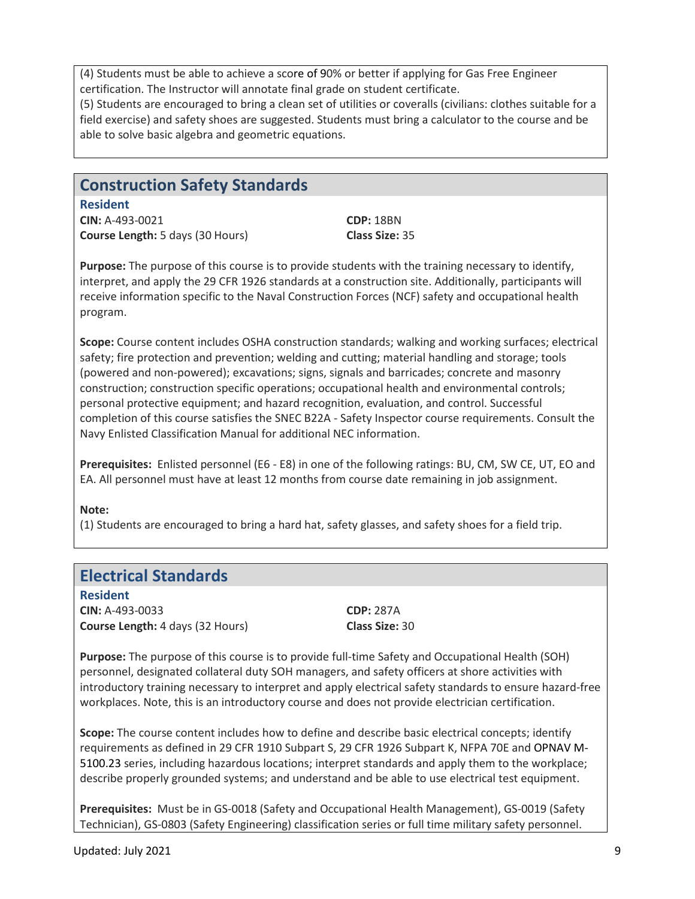(4) Students must be able to achieve a score of 90% or better if applying for Gas Free Engineer certification. The Instructor will annotate final grade on student certificate.
(5) Students are encouraged to bring a clean set of utilities or coveralls (civilians: clothes suitable for a field exercise) and safety shoes are suggested. Students must bring a calculator to the course and be able to solve basic algebra and geometric equations.

## Construction Safety Standards

### Resident

**CIN:** A-493-0021
**Course Length:** 5 days (30 Hours)
**CDP:** 18BN
**Class Size:** 35

**Purpose:** The purpose of this course is to provide students with the training necessary to identify, interpret, and apply the 29 CFR 1926 standards at a construction site. Additionally, participants will receive information specific to the Naval Construction Forces (NCF) safety and occupational health program.

**Scope:** Course content includes OSHA construction standards; walking and working surfaces; electrical safety; fire protection and prevention; welding and cutting; material handling and storage; tools (powered and non-powered); excavations; signs, signals and barricades; concrete and masonry construction; construction specific operations; occupational health and environmental controls; personal protective equipment; and hazard recognition, evaluation, and control. Successful completion of this course satisfies the SNEC B22A - Safety Inspector course requirements. Consult the Navy Enlisted Classification Manual for additional NEC information.

**Prerequisites:** Enlisted personnel (E6 - E8) in one of the following ratings: BU, CM, SW CE, UT, EO and EA. All personnel must have at least 12 months from course date remaining in job assignment.

**Note:**
(1) Students are encouraged to bring a hard hat, safety glasses, and safety shoes for a field trip.

## Electrical Standards

### Resident

**CIN:** A-493-0033
**Course Length:** 4 days (32 Hours)
**CDP:** 287A
**Class Size:** 30

**Purpose:** The purpose of this course is to provide full-time Safety and Occupational Health (SOH) personnel, designated collateral duty SOH managers, and safety officers at shore activities with introductory training necessary to interpret and apply electrical safety standards to ensure hazard-free workplaces. Note, this is an introductory course and does not provide electrician certification.

**Scope:** The course content includes how to define and describe basic electrical concepts; identify requirements as defined in 29 CFR 1910 Subpart S, 29 CFR 1926 Subpart K, NFPA 70E and OPNAV M-5100.23 series, including hazardous locations; interpret standards and apply them to the workplace; describe properly grounded systems; and understand and be able to use electrical test equipment.

**Prerequisites:** Must be in GS-0018 (Safety and Occupational Health Management), GS-0019 (Safety Technician), GS-0803 (Safety Engineering) classification series or full time military safety personnel.

Updated: July 2021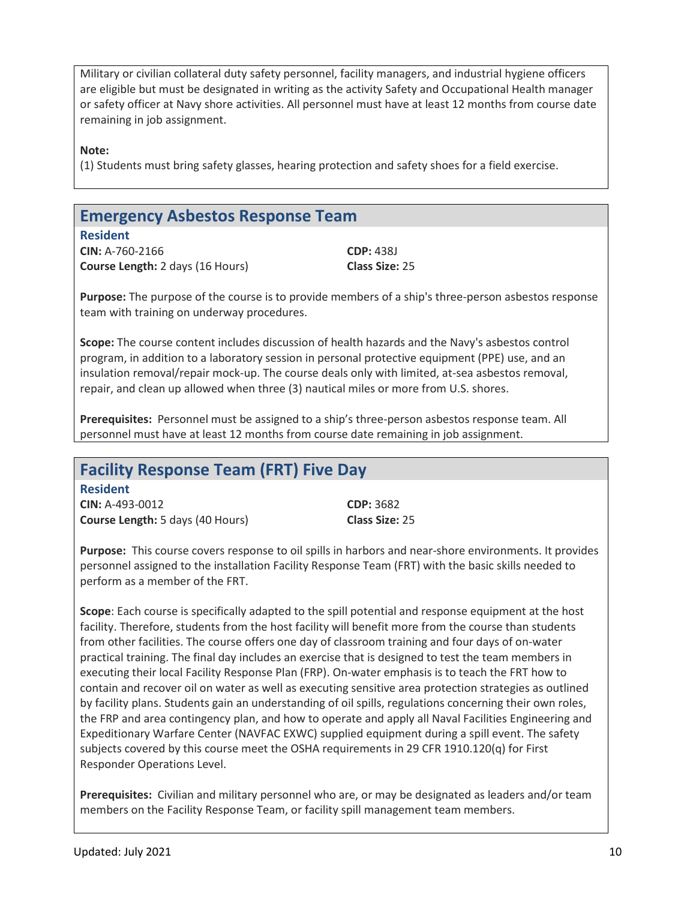Military or civilian collateral duty safety personnel, facility managers, and industrial hygiene officers are eligible but must be designated in writing as the activity Safety and Occupational Health manager or safety officer at Navy shore activities. All personnel must have at least 12 months from course date remaining in job assignment.

**Note:**

(1) Students must bring safety glasses, hearing protection and safety shoes for a field exercise.

## Emergency Asbestos Response Team

**Resident**

**CIN:** A-760-2166

**CDP:** 438J

**Course Length:** 2 days (16 Hours)

**Class Size:** 25

**Purpose:** The purpose of the course is to provide members of a ship's three-person asbestos response team with training on underway procedures.

**Scope:** The course content includes discussion of health hazards and the Navy's asbestos control program, in addition to a laboratory session in personal protective equipment (PPE) use, and an insulation removal/repair mock-up. The course deals only with limited, at-sea asbestos removal, repair, and clean up allowed when three (3) nautical miles or more from U.S. shores.

**Prerequisites:** Personnel must be assigned to a ship's three-person asbestos response team. All personnel must have at least 12 months from course date remaining in job assignment.

## Facility Response Team (FRT) Five Day

**Resident**

**CIN:** A-493-0012

**CDP:** 3682

**Course Length:** 5 days (40 Hours)

**Class Size:** 25

**Purpose:** This course covers response to oil spills in harbors and near-shore environments. It provides personnel assigned to the installation Facility Response Team (FRT) with the basic skills needed to perform as a member of the FRT.

**Scope**: Each course is specifically adapted to the spill potential and response equipment at the host facility. Therefore, students from the host facility will benefit more from the course than students from other facilities. The course offers one day of classroom training and four days of on-water practical training. The final day includes an exercise that is designed to test the team members in executing their local Facility Response Plan (FRP). On-water emphasis is to teach the FRT how to contain and recover oil on water as well as executing sensitive area protection strategies as outlined by facility plans. Students gain an understanding of oil spills, regulations concerning their own roles, the FRP and area contingency plan, and how to operate and apply all Naval Facilities Engineering and Expeditionary Warfare Center (NAVFAC EXWC) supplied equipment during a spill event. The safety subjects covered by this course meet the OSHA requirements in 29 CFR 1910.120(q) for First Responder Operations Level.

**Prerequisites:** Civilian and military personnel who are, or may be designated as leaders and/or team members on the Facility Response Team, or facility spill management team members.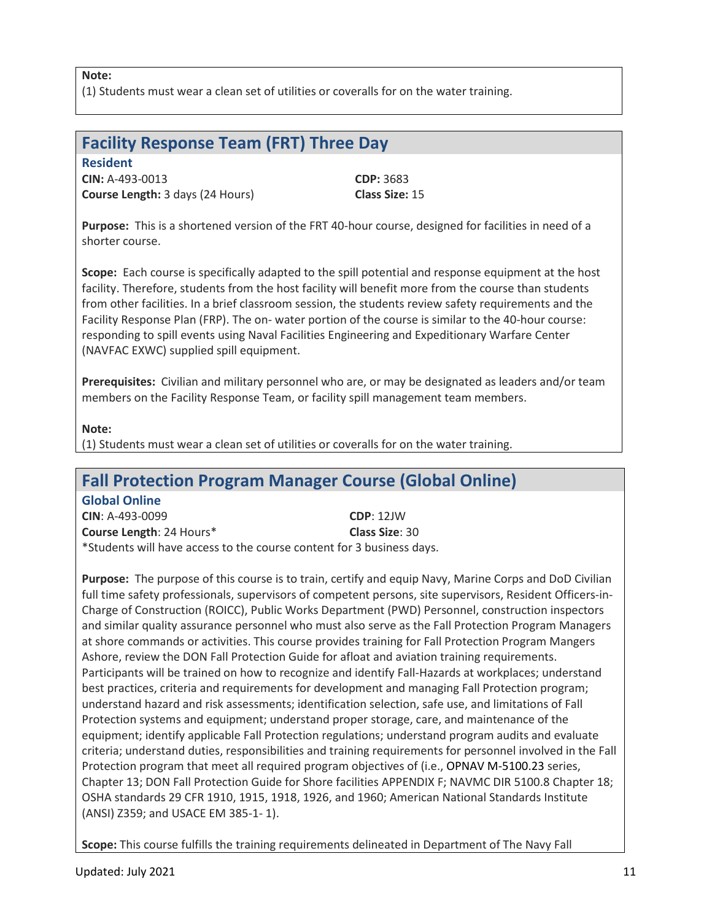**Note:**
(1) Students must wear a clean set of utilities or coveralls for on the water training.

## Facility Response Team (FRT) Three Day

### Resident

**CIN:** A-493-0013
**CDP:** 3683
**Course Length:** 3 days (24 Hours)
**Class Size:** 15

**Purpose:** This is a shortened version of the FRT 40-hour course, designed for facilities in need of a shorter course.

**Scope:** Each course is specifically adapted to the spill potential and response equipment at the host facility. Therefore, students from the host facility will benefit more from the course than students from other facilities. In a brief classroom session, the students review safety requirements and the Facility Response Plan (FRP). The on- water portion of the course is similar to the 40-hour course: responding to spill events using Naval Facilities Engineering and Expeditionary Warfare Center (NAVFAC EXWC) supplied spill equipment.

**Prerequisites:** Civilian and military personnel who are, or may be designated as leaders and/or team members on the Facility Response Team, or facility spill management team members.

**Note:**
(1) Students must wear a clean set of utilities or coveralls for on the water training.

## Fall Protection Program Manager Course (Global Online)

### Global Online

**CIN**: A-493-0099
**CDP**: 12JW
**Course Length**: 24 Hours*
**Class Size**: 30
*Students will have access to the course content for 3 business days.

**Purpose:** The purpose of this course is to train, certify and equip Navy, Marine Corps and DoD Civilian full time safety professionals, supervisors of competent persons, site supervisors, Resident Officers-in-Charge of Construction (ROICC), Public Works Department (PWD) Personnel, construction inspectors and similar quality assurance personnel who must also serve as the Fall Protection Program Managers at shore commands or activities. This course provides training for Fall Protection Program Mangers Ashore, review the DON Fall Protection Guide for afloat and aviation training requirements. Participants will be trained on how to recognize and identify Fall-Hazards at workplaces; understand best practices, criteria and requirements for development and managing Fall Protection program; understand hazard and risk assessments; identification selection, safe use, and limitations of Fall Protection systems and equipment; understand proper storage, care, and maintenance of the equipment; identify applicable Fall Protection regulations; understand program audits and evaluate criteria; understand duties, responsibilities and training requirements for personnel involved in the Fall Protection program that meet all required program objectives of (i.e., OPNAV M-5100.23 series, Chapter 13; DON Fall Protection Guide for Shore facilities APPENDIX F; NAVMC DIR 5100.8 Chapter 18; OSHA standards 29 CFR 1910, 1915, 1918, 1926, and 1960; American National Standards Institute (ANSI) Z359; and USACE EM 385-1- 1).

**Scope:** This course fulfills the training requirements delineated in Department of The Navy Fall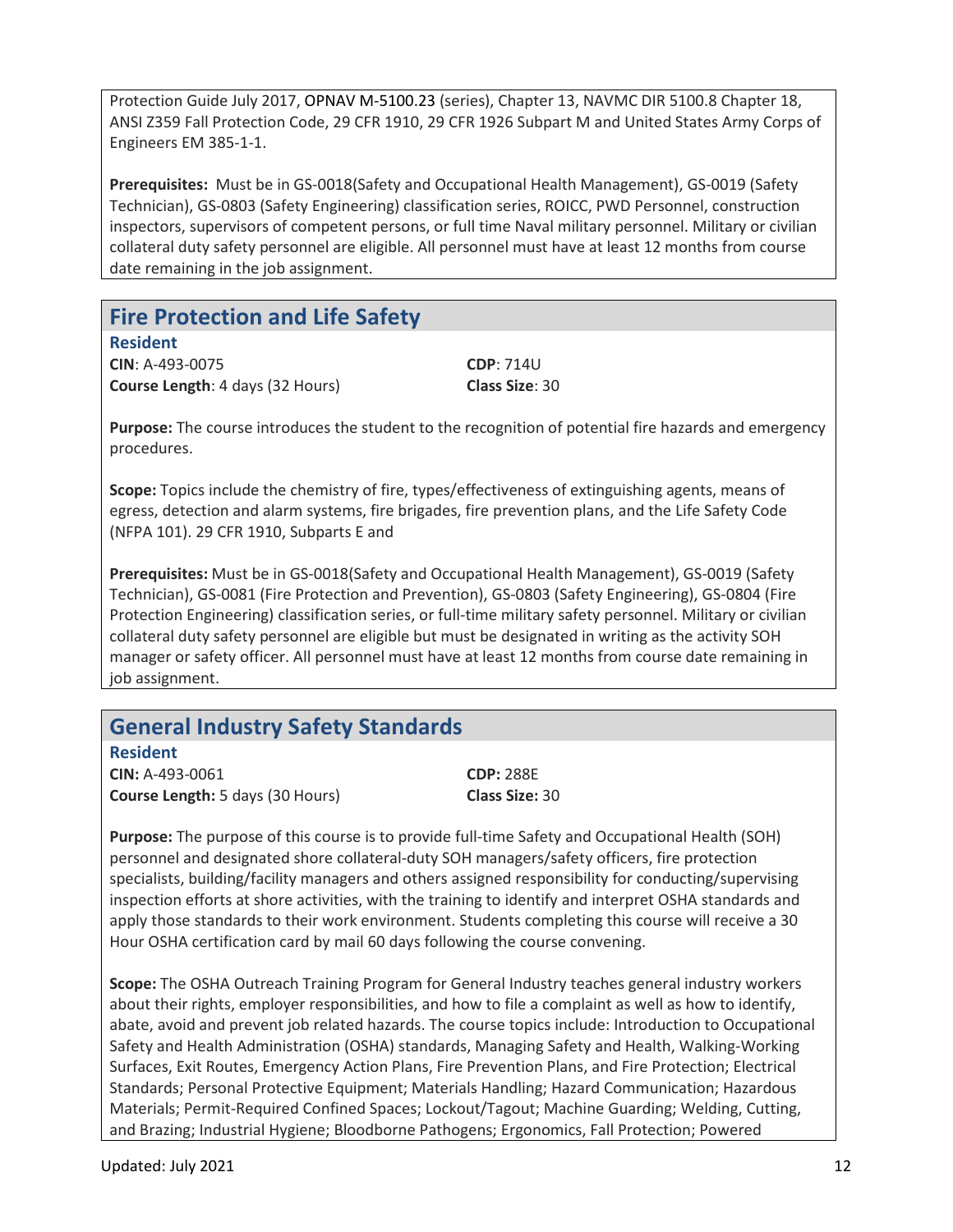Protection Guide July 2017, OPNAV M-5100.23 (series), Chapter 13, NAVMC DIR 5100.8 Chapter 18, ANSI Z359 Fall Protection Code, 29 CFR 1910, 29 CFR 1926 Subpart M and United States Army Corps of Engineers EM 385-1-1.

**Prerequisites:** Must be in GS-0018(Safety and Occupational Health Management), GS-0019 (Safety Technician), GS-0803 (Safety Engineering) classification series, ROICC, PWD Personnel, construction inspectors, supervisors of competent persons, or full time Naval military personnel. Military or civilian collateral duty safety personnel are eligible. All personnel must have at least 12 months from course date remaining in the job assignment.

## Fire Protection and Life Safety

### Resident

**CIN**: A-493-0075
**CDP**: 714U
**Course Length**: 4 days (32 Hours)
**Class Size**: 30

**Purpose:** The course introduces the student to the recognition of potential fire hazards and emergency procedures.

**Scope:** Topics include the chemistry of fire, types/effectiveness of extinguishing agents, means of egress, detection and alarm systems, fire brigades, fire prevention plans, and the Life Safety Code (NFPA 101). 29 CFR 1910, Subparts E and

**Prerequisites:** Must be in GS-0018(Safety and Occupational Health Management), GS-0019 (Safety Technician), GS-0081 (Fire Protection and Prevention), GS-0803 (Safety Engineering), GS-0804 (Fire Protection Engineering) classification series, or full-time military safety personnel. Military or civilian collateral duty safety personnel are eligible but must be designated in writing as the activity SOH manager or safety officer. All personnel must have at least 12 months from course date remaining in job assignment.

## General Industry Safety Standards

### Resident

**CIN:** A-493-0061
**CDP:** 288E
**Course Length:** 5 days (30 Hours)
**Class Size:** 30

**Purpose:** The purpose of this course is to provide full-time Safety and Occupational Health (SOH) personnel and designated shore collateral-duty SOH managers/safety officers, fire protection specialists, building/facility managers and others assigned responsibility for conducting/supervising inspection efforts at shore activities, with the training to identify and interpret OSHA standards and apply those standards to their work environment. Students completing this course will receive a 30 Hour OSHA certification card by mail 60 days following the course convening.

**Scope:** The OSHA Outreach Training Program for General Industry teaches general industry workers about their rights, employer responsibilities, and how to file a complaint as well as how to identify, abate, avoid and prevent job related hazards. The course topics include: Introduction to Occupational Safety and Health Administration (OSHA) standards, Managing Safety and Health, Walking-Working Surfaces, Exit Routes, Emergency Action Plans, Fire Prevention Plans, and Fire Protection; Electrical Standards; Personal Protective Equipment; Materials Handling; Hazard Communication; Hazardous Materials; Permit-Required Confined Spaces; Lockout/Tagout; Machine Guarding; Welding, Cutting, and Brazing; Industrial Hygiene; Bloodborne Pathogens; Ergonomics, Fall Protection; Powered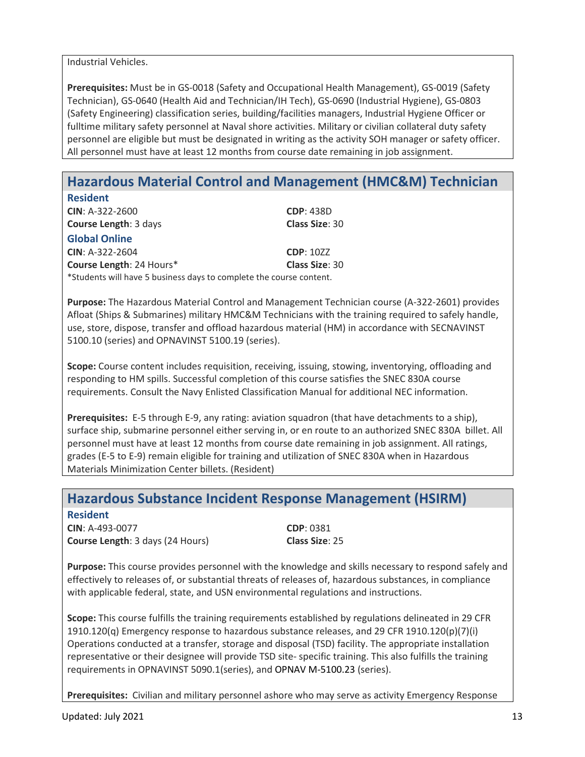Industrial Vehicles.

**Prerequisites:** Must be in GS-0018 (Safety and Occupational Health Management), GS-0019 (Safety Technician), GS-0640 (Health Aid and Technician/IH Tech), GS-0690 (Industrial Hygiene), GS-0803 (Safety Engineering) classification series, building/facilities managers, Industrial Hygiene Officer or fulltime military safety personnel at Naval shore activities. Military or civilian collateral duty safety personnel are eligible but must be designated in writing as the activity SOH manager or safety officer. All personnel must have at least 12 months from course date remaining in job assignment.

## Hazardous Material Control and Management (HMC&M) Technician

### Resident

**CIN**: A-322-2600
**CDP**: 438D
**Course Length**: 3 days
**Class Size**: 30

### Global Online

**CIN**: A-322-2604
**CDP**: 10ZZ
**Course Length**: 24 Hours*
**Class Size**: 30

*Students will have 5 business days to complete the course content.

**Purpose:** The Hazardous Material Control and Management Technician course (A-322-2601) provides Afloat (Ships & Submarines) military HMC&M Technicians with the training required to safely handle, use, store, dispose, transfer and offload hazardous material (HM) in accordance with SECNAVINST 5100.10 (series) and OPNAVINST 5100.19 (series).

**Scope:** Course content includes requisition, receiving, issuing, stowing, inventorying, offloading and responding to HM spills. Successful completion of this course satisfies the SNEC 830A course requirements. Consult the Navy Enlisted Classification Manual for additional NEC information.

**Prerequisites:** E-5 through E-9, any rating: aviation squadron (that have detachments to a ship), surface ship, submarine personnel either serving in, or en route to an authorized SNEC 830A billet. All personnel must have at least 12 months from course date remaining in job assignment. All ratings, grades (E-5 to E-9) remain eligible for training and utilization of SNEC 830A when in Hazardous Materials Minimization Center billets. (Resident)

## Hazardous Substance Incident Response Management (HSIRM)

### Resident

**CIN**: A-493-0077
**CDP**: 0381
**Course Length**: 3 days (24 Hours)
**Class Size**: 25

**Purpose:** This course provides personnel with the knowledge and skills necessary to respond safely and effectively to releases of, or substantial threats of releases of, hazardous substances, in compliance with applicable federal, state, and USN environmental regulations and instructions.

**Scope:** This course fulfills the training requirements established by regulations delineated in 29 CFR 1910.120(q) Emergency response to hazardous substance releases, and 29 CFR 1910.120(p)(7)(i) Operations conducted at a transfer, storage and disposal (TSD) facility. The appropriate installation representative or their designee will provide TSD site- specific training. This also fulfills the training requirements in OPNAVINST 5090.1(series), and OPNAV M-5100.23 (series).

**Prerequisites:** Civilian and military personnel ashore who may serve as activity Emergency Response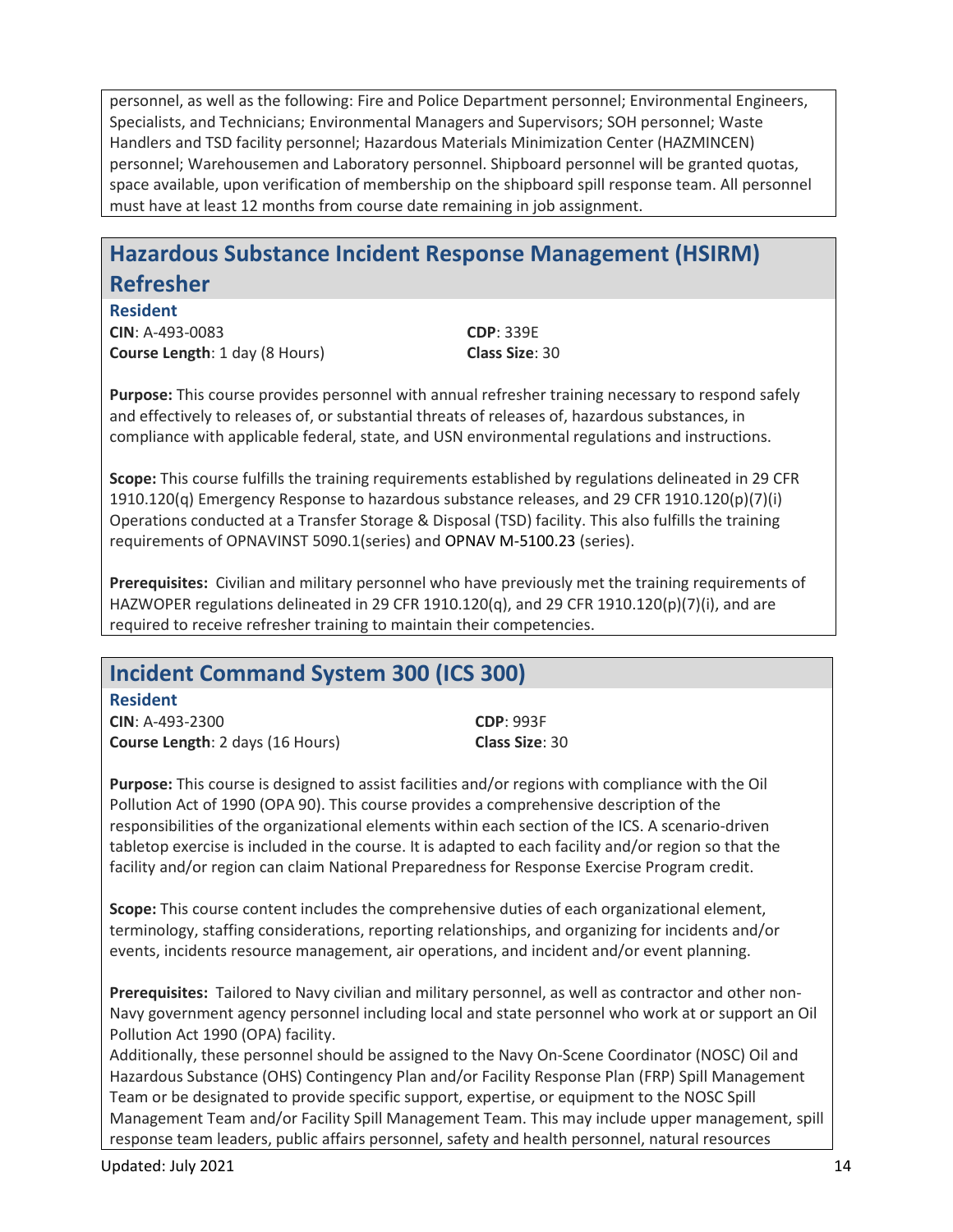personnel, as well as the following: Fire and Police Department personnel; Environmental Engineers, Specialists, and Technicians; Environmental Managers and Supervisors; SOH personnel; Waste Handlers and TSD facility personnel; Hazardous Materials Minimization Center (HAZMINCEN) personnel; Warehousemen and Laboratory personnel. Shipboard personnel will be granted quotas, space available, upon verification of membership on the shipboard spill response team. All personnel must have at least 12 months from course date remaining in job assignment.

## Hazardous Substance Incident Response Management (HSIRM) Refresher

### Resident

**CIN**: A-493-0083 **CDP**: 339E
**Course Length**: 1 day (8 Hours) **Class Size**: 30

**Purpose:** This course provides personnel with annual refresher training necessary to respond safely and effectively to releases of, or substantial threats of releases of, hazardous substances, in compliance with applicable federal, state, and USN environmental regulations and instructions.

**Scope:** This course fulfills the training requirements established by regulations delineated in 29 CFR 1910.120(q) Emergency Response to hazardous substance releases, and 29 CFR 1910.120(p)(7)(i) Operations conducted at a Transfer Storage & Disposal (TSD) facility. This also fulfills the training requirements of OPNAVINST 5090.1(series) and OPNAV M-5100.23 (series).

**Prerequisites:** Civilian and military personnel who have previously met the training requirements of HAZWOPER regulations delineated in 29 CFR 1910.120(q), and 29 CFR 1910.120(p)(7)(i), and are required to receive refresher training to maintain their competencies.

## Incident Command System 300 (ICS 300)

### Resident

**CIN**: A-493-2300 **CDP**: 993F
**Course Length**: 2 days (16 Hours) **Class Size**: 30

**Purpose:** This course is designed to assist facilities and/or regions with compliance with the Oil Pollution Act of 1990 (OPA 90). This course provides a comprehensive description of the responsibilities of the organizational elements within each section of the ICS. A scenario-driven tabletop exercise is included in the course. It is adapted to each facility and/or region so that the facility and/or region can claim National Preparedness for Response Exercise Program credit.

**Scope:** This course content includes the comprehensive duties of each organizational element, terminology, staffing considerations, reporting relationships, and organizing for incidents and/or events, incidents resource management, air operations, and incident and/or event planning.

**Prerequisites:** Tailored to Navy civilian and military personnel, as well as contractor and other non-Navy government agency personnel including local and state personnel who work at or support an Oil Pollution Act 1990 (OPA) facility.
Additionally, these personnel should be assigned to the Navy On-Scene Coordinator (NOSC) Oil and Hazardous Substance (OHS) Contingency Plan and/or Facility Response Plan (FRP) Spill Management Team or be designated to provide specific support, expertise, or equipment to the NOSC Spill Management Team and/or Facility Spill Management Team. This may include upper management, spill response team leaders, public affairs personnel, safety and health personnel, natural resources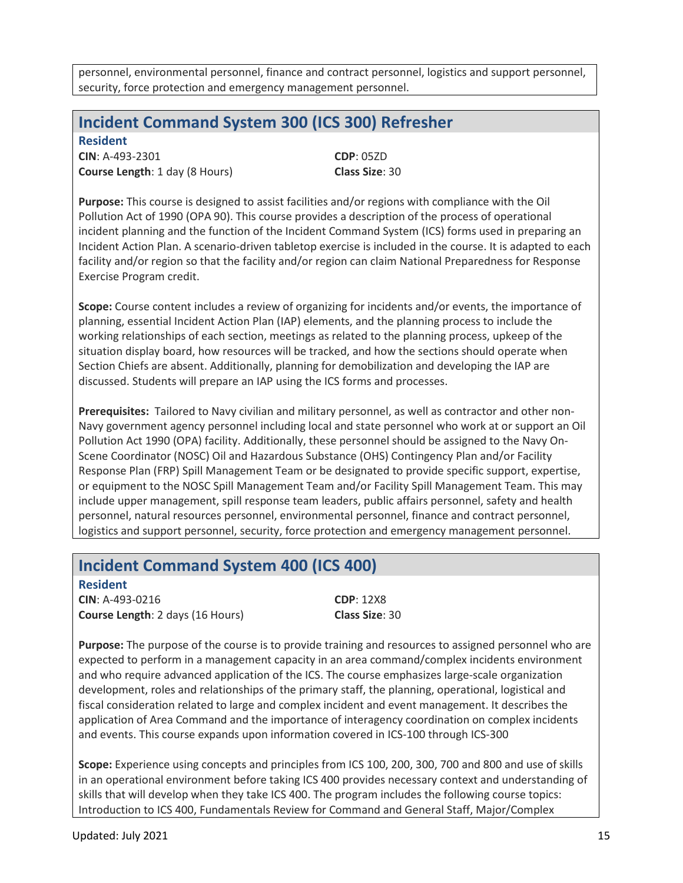personnel, environmental personnel, finance and contract personnel, logistics and support personnel, security, force protection and emergency management personnel.

## Incident Command System 300 (ICS 300) Refresher

### Resident

**CIN**: A-493-2301
**CDP**: 05ZD
**Course Length**: 1 day (8 Hours)
**Class Size**: 30

**Purpose:** This course is designed to assist facilities and/or regions with compliance with the Oil Pollution Act of 1990 (OPA 90). This course provides a description of the process of operational incident planning and the function of the Incident Command System (ICS) forms used in preparing an Incident Action Plan. A scenario-driven tabletop exercise is included in the course. It is adapted to each facility and/or region so that the facility and/or region can claim National Preparedness for Response Exercise Program credit.

**Scope:** Course content includes a review of organizing for incidents and/or events, the importance of planning, essential Incident Action Plan (IAP) elements, and the planning process to include the working relationships of each section, meetings as related to the planning process, upkeep of the situation display board, how resources will be tracked, and how the sections should operate when Section Chiefs are absent. Additionally, planning for demobilization and developing the IAP are discussed. Students will prepare an IAP using the ICS forms and processes.

**Prerequisites:** Tailored to Navy civilian and military personnel, as well as contractor and other non-Navy government agency personnel including local and state personnel who work at or support an Oil Pollution Act 1990 (OPA) facility. Additionally, these personnel should be assigned to the Navy On-Scene Coordinator (NOSC) Oil and Hazardous Substance (OHS) Contingency Plan and/or Facility Response Plan (FRP) Spill Management Team or be designated to provide specific support, expertise, or equipment to the NOSC Spill Management Team and/or Facility Spill Management Team. This may include upper management, spill response team leaders, public affairs personnel, safety and health personnel, natural resources personnel, environmental personnel, finance and contract personnel, logistics and support personnel, security, force protection and emergency management personnel.

## Incident Command System 400 (ICS 400)

### Resident

**CIN**: A-493-0216
**CDP**: 12X8
**Course Length**: 2 days (16 Hours)
**Class Size**: 30

**Purpose:** The purpose of the course is to provide training and resources to assigned personnel who are expected to perform in a management capacity in an area command/complex incidents environment and who require advanced application of the ICS. The course emphasizes large-scale organization development, roles and relationships of the primary staff, the planning, operational, logistical and fiscal consideration related to large and complex incident and event management. It describes the application of Area Command and the importance of interagency coordination on complex incidents and events. This course expands upon information covered in ICS-100 through ICS-300

**Scope:** Experience using concepts and principles from ICS 100, 200, 300, 700 and 800 and use of skills in an operational environment before taking ICS 400 provides necessary context and understanding of skills that will develop when they take ICS 400. The program includes the following course topics: Introduction to ICS 400, Fundamentals Review for Command and General Staff, Major/Complex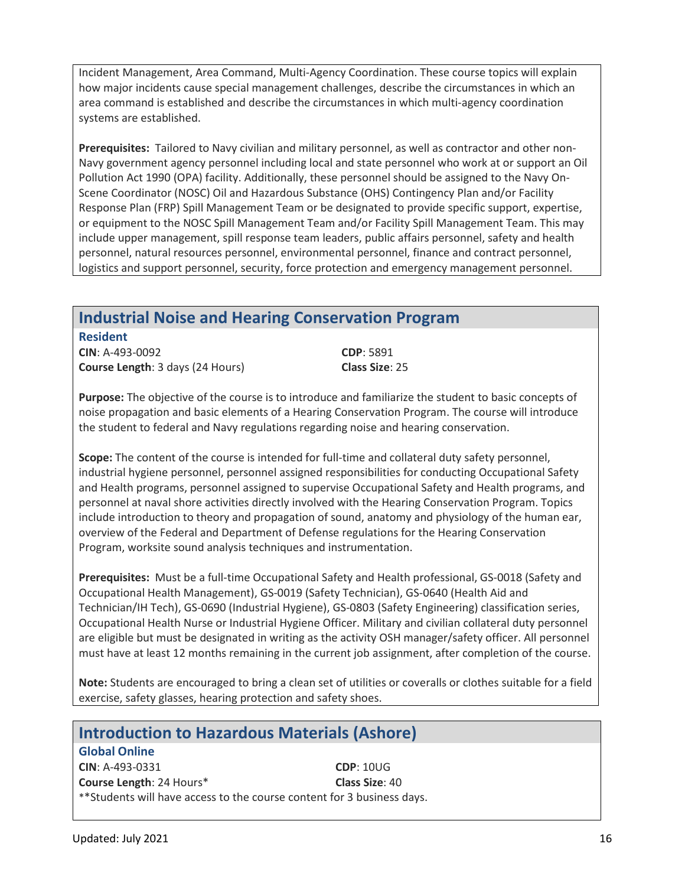Incident Management, Area Command, Multi-Agency Coordination. These course topics will explain how major incidents cause special management challenges, describe the circumstances in which an area command is established and describe the circumstances in which multi-agency coordination systems are established.

**Prerequisites:** Tailored to Navy civilian and military personnel, as well as contractor and other non-Navy government agency personnel including local and state personnel who work at or support an Oil Pollution Act 1990 (OPA) facility. Additionally, these personnel should be assigned to the Navy On-Scene Coordinator (NOSC) Oil and Hazardous Substance (OHS) Contingency Plan and/or Facility Response Plan (FRP) Spill Management Team or be designated to provide specific support, expertise, or equipment to the NOSC Spill Management Team and/or Facility Spill Management Team. This may include upper management, spill response team leaders, public affairs personnel, safety and health personnel, natural resources personnel, environmental personnel, finance and contract personnel, logistics and support personnel, security, force protection and emergency management personnel.

## Industrial Noise and Hearing Conservation Program

### Resident

**CIN**: A-493-0092
**CDP**: 5891
**Course Length**: 3 days (24 Hours)
**Class Size**: 25

**Purpose:** The objective of the course is to introduce and familiarize the student to basic concepts of noise propagation and basic elements of a Hearing Conservation Program. The course will introduce the student to federal and Navy regulations regarding noise and hearing conservation.

**Scope:** The content of the course is intended for full-time and collateral duty safety personnel, industrial hygiene personnel, personnel assigned responsibilities for conducting Occupational Safety and Health programs, personnel assigned to supervise Occupational Safety and Health programs, and personnel at naval shore activities directly involved with the Hearing Conservation Program. Topics include introduction to theory and propagation of sound, anatomy and physiology of the human ear, overview of the Federal and Department of Defense regulations for the Hearing Conservation Program, worksite sound analysis techniques and instrumentation.

**Prerequisites:** Must be a full-time Occupational Safety and Health professional, GS-0018 (Safety and Occupational Health Management), GS-0019 (Safety Technician), GS-0640 (Health Aid and Technician/IH Tech), GS-0690 (Industrial Hygiene), GS-0803 (Safety Engineering) classification series, Occupational Health Nurse or Industrial Hygiene Officer. Military and civilian collateral duty personnel are eligible but must be designated in writing as the activity OSH manager/safety officer. All personnel must have at least 12 months remaining in the current job assignment, after completion of the course.

**Note:** Students are encouraged to bring a clean set of utilities or coveralls or clothes suitable for a field exercise, safety glasses, hearing protection and safety shoes.

## Introduction to Hazardous Materials (Ashore)

### Global Online

**CIN**: A-493-0331
**CDP**: 10UG
**Course Length**: 24 Hours*
**Class Size**: 40

**Students will have access to the course content for 3 business days.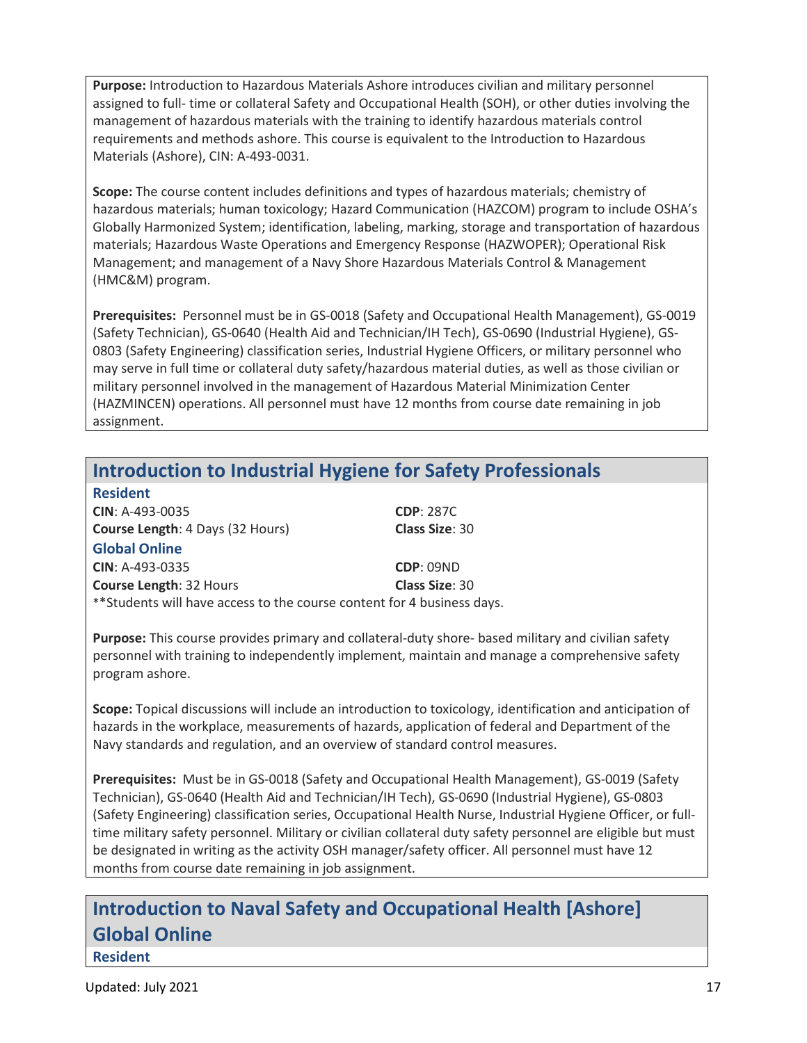**Purpose:** Introduction to Hazardous Materials Ashore introduces civilian and military personnel assigned to full- time or collateral Safety and Occupational Health (SOH), or other duties involving the management of hazardous materials with the training to identify hazardous materials control requirements and methods ashore. This course is equivalent to the Introduction to Hazardous Materials (Ashore), CIN: A-493-0031.

**Scope:** The course content includes definitions and types of hazardous materials; chemistry of hazardous materials; human toxicology; Hazard Communication (HAZCOM) program to include OSHA's Globally Harmonized System; identification, labeling, marking, storage and transportation of hazardous materials; Hazardous Waste Operations and Emergency Response (HAZWOPER); Operational Risk Management; and management of a Navy Shore Hazardous Materials Control & Management (HMC&M) program.

**Prerequisites:** Personnel must be in GS-0018 (Safety and Occupational Health Management), GS-0019 (Safety Technician), GS-0640 (Health Aid and Technician/IH Tech), GS-0690 (Industrial Hygiene), GS-0803 (Safety Engineering) classification series, Industrial Hygiene Officers, or military personnel who may serve in full time or collateral duty safety/hazardous material duties, as well as those civilian or military personnel involved in the management of Hazardous Material Minimization Center (HAZMINCEN) operations. All personnel must have 12 months from course date remaining in job assignment.

## Introduction to Industrial Hygiene for Safety Professionals

### Resident

**CIN**: A-493-0035 **CDP**: 287C
**Course Length**: 4 Days (32 Hours) **Class Size**: 30

### Global Online

**CIN**: A-493-0335 **CDP**: 09ND
**Course Length**: 32 Hours **Class Size**: 30
**Students will have access to the course content for 4 business days.

**Purpose:** This course provides primary and collateral-duty shore- based military and civilian safety personnel with training to independently implement, maintain and manage a comprehensive safety program ashore.

**Scope:** Topical discussions will include an introduction to toxicology, identification and anticipation of hazards in the workplace, measurements of hazards, application of federal and Department of the Navy standards and regulation, and an overview of standard control measures.

**Prerequisites:** Must be in GS-0018 (Safety and Occupational Health Management), GS-0019 (Safety Technician), GS-0640 (Health Aid and Technician/IH Tech), GS-0690 (Industrial Hygiene), GS-0803 (Safety Engineering) classification series, Occupational Health Nurse, Industrial Hygiene Officer, or full-time military safety personnel. Military or civilian collateral duty safety personnel are eligible but must be designated in writing as the activity OSH manager/safety officer. All personnel must have 12 months from course date remaining in job assignment.

## Introduction to Naval Safety and Occupational Health [Ashore] Global Online

### Resident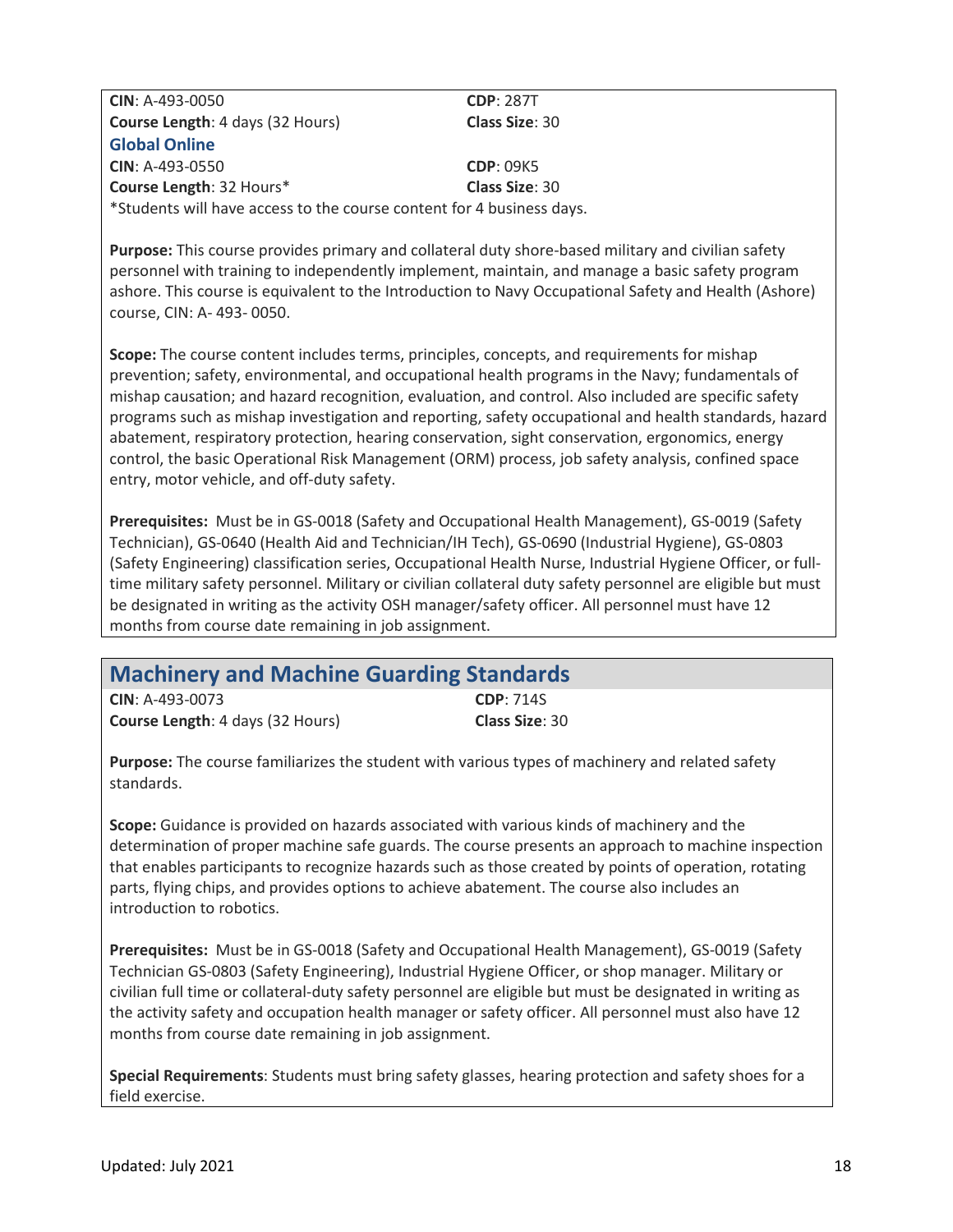**CIN**: A-493-0050 **CDP**: 287T
**Course Length**: 4 days (32 Hours) **Class Size**: 30

### Global Online

**CIN**: A-493-0550 **CDP**: 09K5
**Course Length**: 32 Hours* **Class Size**: 30
*Students will have access to the course content for 4 business days.

**Purpose:** This course provides primary and collateral duty shore-based military and civilian safety personnel with training to independently implement, maintain, and manage a basic safety program ashore. This course is equivalent to the Introduction to Navy Occupational Safety and Health (Ashore) course, CIN: A- 493- 0050.

**Scope:** The course content includes terms, principles, concepts, and requirements for mishap prevention; safety, environmental, and occupational health programs in the Navy; fundamentals of mishap causation; and hazard recognition, evaluation, and control. Also included are specific safety programs such as mishap investigation and reporting, safety occupational and health standards, hazard abatement, respiratory protection, hearing conservation, sight conservation, ergonomics, energy control, the basic Operational Risk Management (ORM) process, job safety analysis, confined space entry, motor vehicle, and off-duty safety.

**Prerequisites:** Must be in GS-0018 (Safety and Occupational Health Management), GS-0019 (Safety Technician), GS-0640 (Health Aid and Technician/IH Tech), GS-0690 (Industrial Hygiene), GS-0803 (Safety Engineering) classification series, Occupational Health Nurse, Industrial Hygiene Officer, or full-time military safety personnel. Military or civilian collateral duty safety personnel are eligible but must be designated in writing as the activity OSH manager/safety officer. All personnel must have 12 months from course date remaining in job assignment.

## Machinery and Machine Guarding Standards

**CIN**: A-493-0073 **CDP**: 714S
**Course Length**: 4 days (32 Hours) **Class Size**: 30

**Purpose:** The course familiarizes the student with various types of machinery and related safety standards.

**Scope:** Guidance is provided on hazards associated with various kinds of machinery and the determination of proper machine safe guards. The course presents an approach to machine inspection that enables participants to recognize hazards such as those created by points of operation, rotating parts, flying chips, and provides options to achieve abatement. The course also includes an introduction to robotics.

**Prerequisites:** Must be in GS-0018 (Safety and Occupational Health Management), GS-0019 (Safety Technician GS-0803 (Safety Engineering), Industrial Hygiene Officer, or shop manager. Military or civilian full time or collateral-duty safety personnel are eligible but must be designated in writing as the activity safety and occupation health manager or safety officer. All personnel must also have 12 months from course date remaining in job assignment.

**Special Requirements**: Students must bring safety glasses, hearing protection and safety shoes for a field exercise.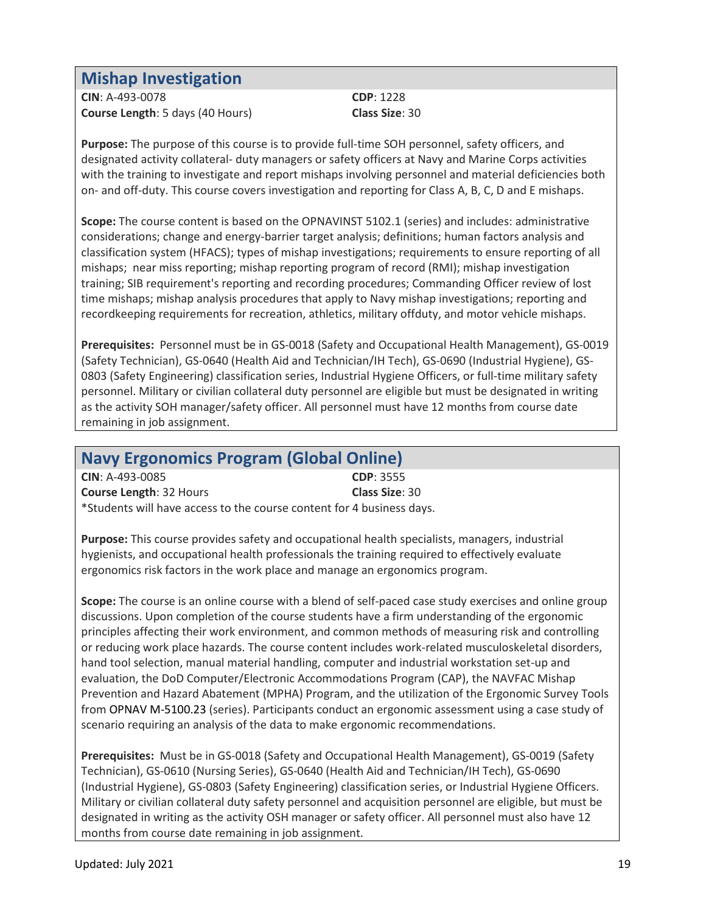## Mishap Investigation

**CIN**: A-493-0078
**CDP**: 1228
**Course Length**: 5 days (40 Hours)
**Class Size**: 30

**Purpose:** The purpose of this course is to provide full-time SOH personnel, safety officers, and designated activity collateral- duty managers or safety officers at Navy and Marine Corps activities with the training to investigate and report mishaps involving personnel and material deficiencies both on- and off-duty. This course covers investigation and reporting for Class A, B, C, D and E mishaps.

**Scope:** The course content is based on the OPNAVINST 5102.1 (series) and includes: administrative considerations; change and energy-barrier target analysis; definitions; human factors analysis and classification system (HFACS); types of mishap investigations; requirements to ensure reporting of all mishaps; near miss reporting; mishap reporting program of record (RMI); mishap investigation training; SIB requirement's reporting and recording procedures; Commanding Officer review of lost time mishaps; mishap analysis procedures that apply to Navy mishap investigations; reporting and recordkeeping requirements for recreation, athletics, military offduty, and motor vehicle mishaps.

**Prerequisites:** Personnel must be in GS-0018 (Safety and Occupational Health Management), GS-0019 (Safety Technician), GS-0640 (Health Aid and Technician/IH Tech), GS-0690 (Industrial Hygiene), GS-0803 (Safety Engineering) classification series, Industrial Hygiene Officers, or full-time military safety personnel. Military or civilian collateral duty personnel are eligible but must be designated in writing as the activity SOH manager/safety officer. All personnel must have 12 months from course date remaining in job assignment.

## Navy Ergonomics Program (Global Online)

**CIN**: A-493-0085
**CDP**: 3555
**Course Length**: 32 Hours
**Class Size**: 30
*Students will have access to the course content for 4 business days.

**Purpose:** This course provides safety and occupational health specialists, managers, industrial hygienists, and occupational health professionals the training required to effectively evaluate ergonomics risk factors in the work place and manage an ergonomics program.

**Scope:** The course is an online course with a blend of self-paced case study exercises and online group discussions. Upon completion of the course students have a firm understanding of the ergonomic principles affecting their work environment, and common methods of measuring risk and controlling or reducing work place hazards. The course content includes work-related musculoskeletal disorders, hand tool selection, manual material handling, computer and industrial workstation set-up and evaluation, the DoD Computer/Electronic Accommodations Program (CAP), the NAVFAC Mishap Prevention and Hazard Abatement (MPHA) Program, and the utilization of the Ergonomic Survey Tools from OPNAV M-5100.23 (series). Participants conduct an ergonomic assessment using a case study of scenario requiring an analysis of the data to make ergonomic recommendations.

**Prerequisites:** Must be in GS-0018 (Safety and Occupational Health Management), GS-0019 (Safety Technician), GS-0610 (Nursing Series), GS-0640 (Health Aid and Technician/IH Tech), GS-0690 (Industrial Hygiene), GS-0803 (Safety Engineering) classification series, or Industrial Hygiene Officers. Military or civilian collateral duty safety personnel and acquisition personnel are eligible, but must be designated in writing as the activity OSH manager or safety officer. All personnel must also have 12 months from course date remaining in job assignment.

Updated: July 2021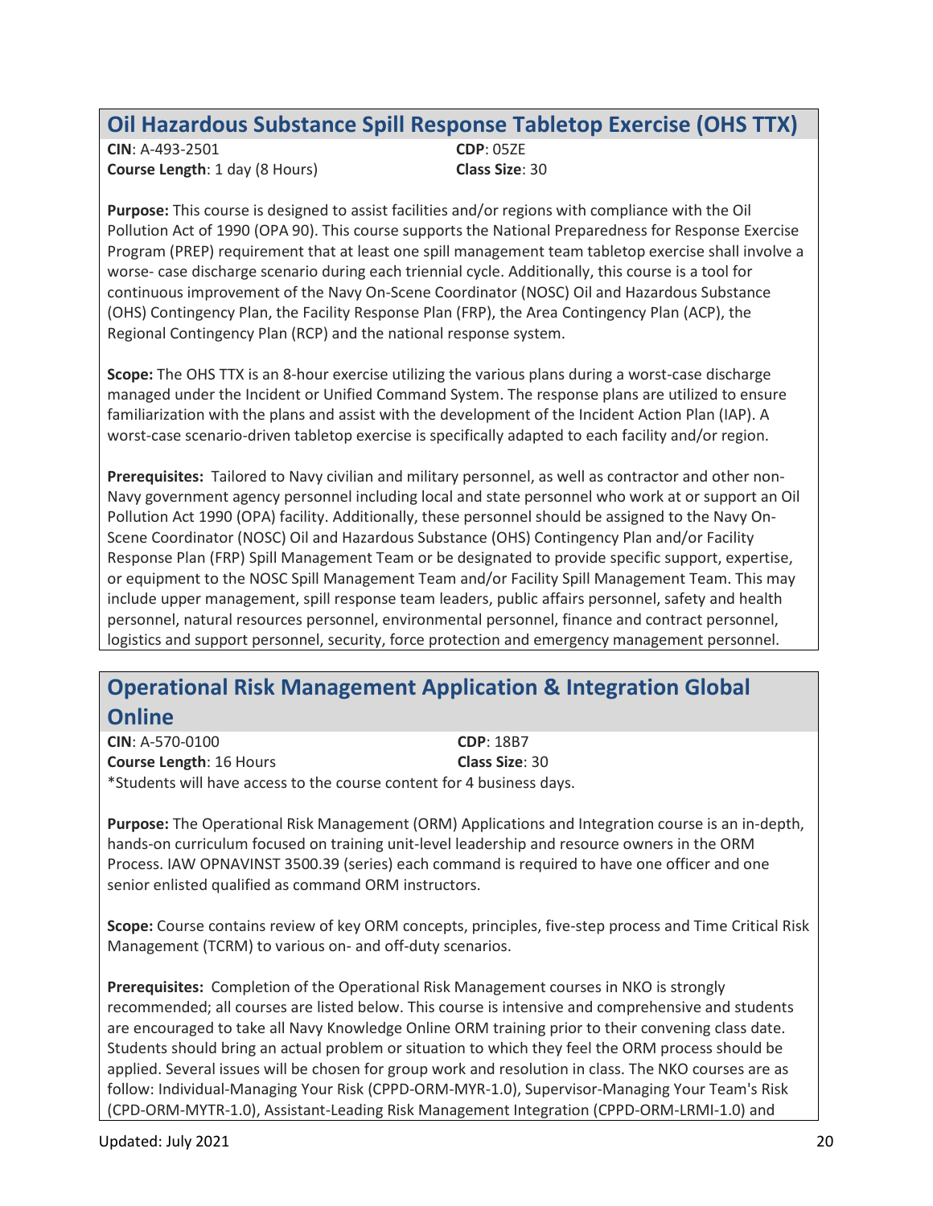## Oil Hazardous Substance Spill Response Tabletop Exercise (OHS TTX)

**CIN**: A-493-2501
**CDP**: 05ZE
**Course Length**: 1 day (8 Hours)
**Class Size**: 30

**Purpose:** This course is designed to assist facilities and/or regions with compliance with the Oil Pollution Act of 1990 (OPA 90). This course supports the National Preparedness for Response Exercise Program (PREP) requirement that at least one spill management team tabletop exercise shall involve a worse- case discharge scenario during each triennial cycle. Additionally, this course is a tool for continuous improvement of the Navy On-Scene Coordinator (NOSC) Oil and Hazardous Substance (OHS) Contingency Plan, the Facility Response Plan (FRP), the Area Contingency Plan (ACP), the Regional Contingency Plan (RCP) and the national response system.

**Scope:** The OHS TTX is an 8-hour exercise utilizing the various plans during a worst-case discharge managed under the Incident or Unified Command System. The response plans are utilized to ensure familiarization with the plans and assist with the development of the Incident Action Plan (IAP). A worst-case scenario-driven tabletop exercise is specifically adapted to each facility and/or region.

**Prerequisites:** Tailored to Navy civilian and military personnel, as well as contractor and other non-Navy government agency personnel including local and state personnel who work at or support an Oil Pollution Act 1990 (OPA) facility. Additionally, these personnel should be assigned to the Navy On-Scene Coordinator (NOSC) Oil and Hazardous Substance (OHS) Contingency Plan and/or Facility Response Plan (FRP) Spill Management Team or be designated to provide specific support, expertise, or equipment to the NOSC Spill Management Team and/or Facility Spill Management Team. This may include upper management, spill response team leaders, public affairs personnel, safety and health personnel, natural resources personnel, environmental personnel, finance and contract personnel, logistics and support personnel, security, force protection and emergency management personnel.

## Operational Risk Management Application & Integration Global Online

**CIN**: A-570-0100
**CDP**: 18B7
**Course Length**: 16 Hours
**Class Size**: 30

*Students will have access to the course content for 4 business days.

**Purpose:** The Operational Risk Management (ORM) Applications and Integration course is an in-depth, hands-on curriculum focused on training unit-level leadership and resource owners in the ORM Process. IAW OPNAVINST 3500.39 (series) each command is required to have one officer and one senior enlisted qualified as command ORM instructors.

**Scope:** Course contains review of key ORM concepts, principles, five-step process and Time Critical Risk Management (TCRM) to various on- and off-duty scenarios.

**Prerequisites:** Completion of the Operational Risk Management courses in NKO is strongly recommended; all courses are listed below. This course is intensive and comprehensive and students are encouraged to take all Navy Knowledge Online ORM training prior to their convening class date. Students should bring an actual problem or situation to which they feel the ORM process should be applied. Several issues will be chosen for group work and resolution in class. The NKO courses are as follow: Individual-Managing Your Risk (CPPD-ORM-MYR-1.0), Supervisor-Managing Your Team's Risk (CPD-ORM-MYTR-1.0), Assistant-Leading Risk Management Integration (CPPD-ORM-LRMI-1.0) and

Updated: July 2021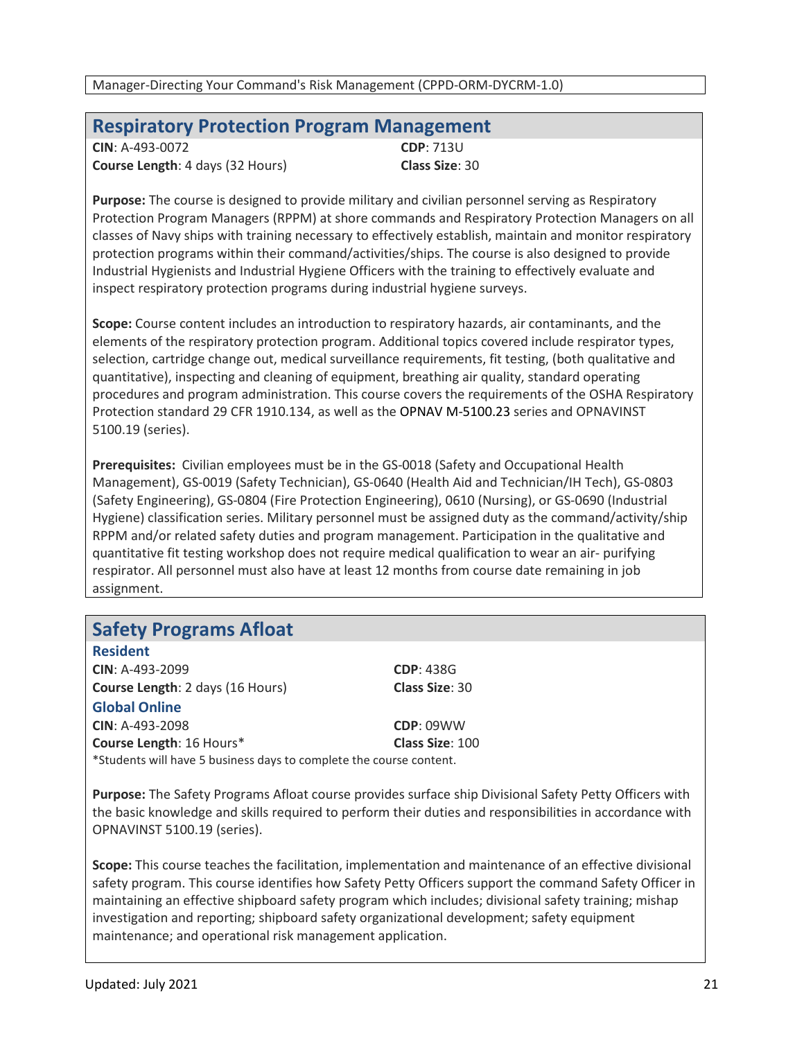Manager-Directing Your Command's Risk Management (CPPD-ORM-DYCRM-1.0)

## Respiratory Protection Program Management

**CIN**: A-493-0072
**CDP**: 713U
**Course Length**: 4 days (32 Hours)
**Class Size**: 30

**Purpose:** The course is designed to provide military and civilian personnel serving as Respiratory Protection Program Managers (RPPM) at shore commands and Respiratory Protection Managers on all classes of Navy ships with training necessary to effectively establish, maintain and monitor respiratory protection programs within their command/activities/ships. The course is also designed to provide Industrial Hygienists and Industrial Hygiene Officers with the training to effectively evaluate and inspect respiratory protection programs during industrial hygiene surveys.

**Scope:** Course content includes an introduction to respiratory hazards, air contaminants, and the elements of the respiratory protection program. Additional topics covered include respirator types, selection, cartridge change out, medical surveillance requirements, fit testing, (both qualitative and quantitative), inspecting and cleaning of equipment, breathing air quality, standard operating procedures and program administration. This course covers the requirements of the OSHA Respiratory Protection standard 29 CFR 1910.134, as well as the OPNAV M-5100.23 series and OPNAVINST 5100.19 (series).

**Prerequisites:** Civilian employees must be in the GS-0018 (Safety and Occupational Health Management), GS-0019 (Safety Technician), GS-0640 (Health Aid and Technician/IH Tech), GS-0803 (Safety Engineering), GS-0804 (Fire Protection Engineering), 0610 (Nursing), or GS-0690 (Industrial Hygiene) classification series. Military personnel must be assigned duty as the command/activity/ship RPPM and/or related safety duties and program management. Participation in the qualitative and quantitative fit testing workshop does not require medical qualification to wear an air- purifying respirator. All personnel must also have at least 12 months from course date remaining in job assignment.

## Safety Programs Afloat

### Resident

**CIN**: A-493-2099
**CDP**: 438G
**Course Length**: 2 days (16 Hours)
**Class Size**: 30

### Global Online

**CIN**: A-493-2098
**CDP**: 09WW
**Course Length**: 16 Hours*
**Class Size**: 100

*Students will have 5 business days to complete the course content.

**Purpose:** The Safety Programs Afloat course provides surface ship Divisional Safety Petty Officers with the basic knowledge and skills required to perform their duties and responsibilities in accordance with OPNAVINST 5100.19 (series).

**Scope:** This course teaches the facilitation, implementation and maintenance of an effective divisional safety program. This course identifies how Safety Petty Officers support the command Safety Officer in maintaining an effective shipboard safety program which includes; divisional safety training; mishap investigation and reporting; shipboard safety organizational development; safety equipment maintenance; and operational risk management application.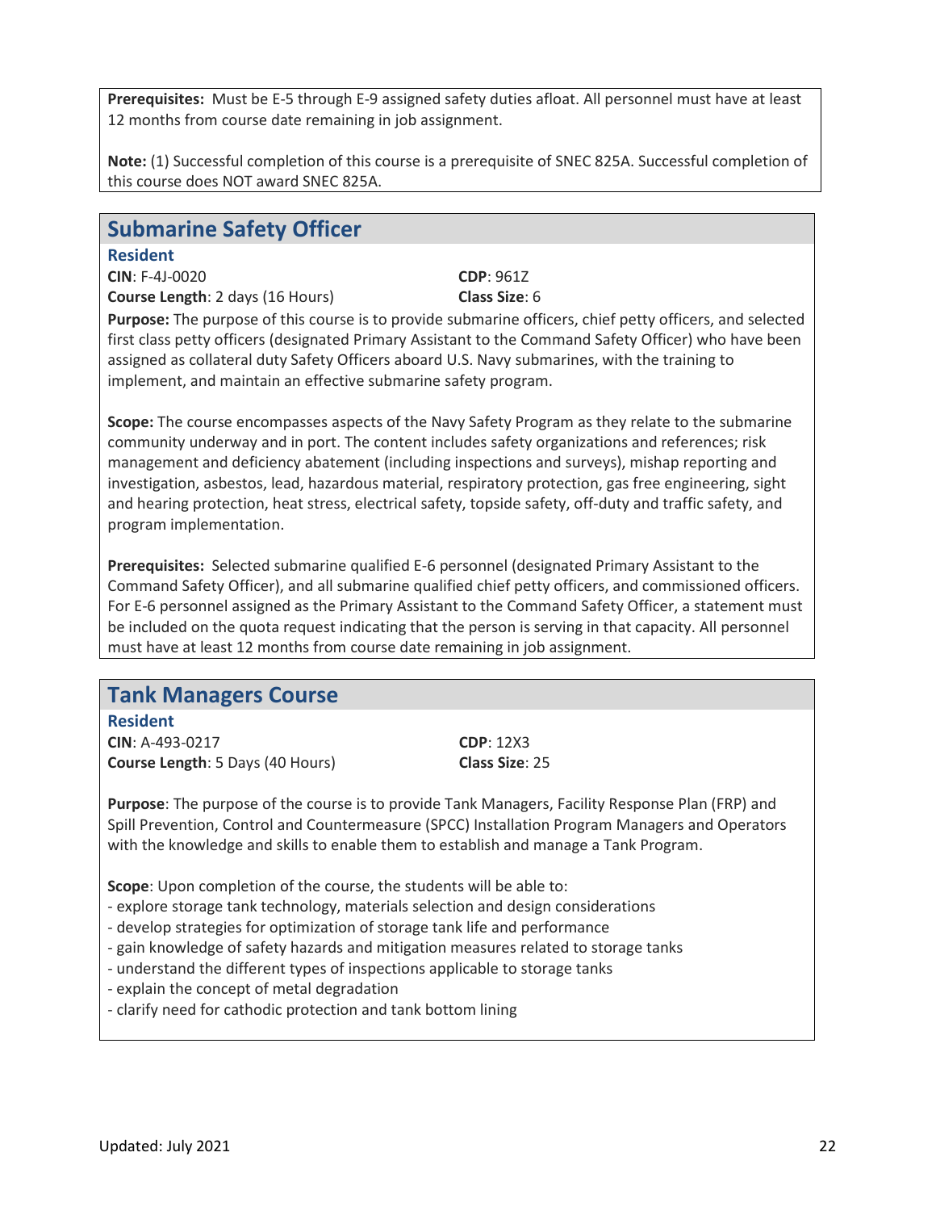**Prerequisites:** Must be E-5 through E-9 assigned safety duties afloat. All personnel must have at least 12 months from course date remaining in job assignment.

**Note:** (1) Successful completion of this course is a prerequisite of SNEC 825A. Successful completion of this course does NOT award SNEC 825A.

## Submarine Safety Officer

### Resident

**CIN**: F-4J-0020
**CDP**: 961Z
**Course Length**: 2 days (16 Hours)
**Class Size**: 6

**Purpose:** The purpose of this course is to provide submarine officers, chief petty officers, and selected first class petty officers (designated Primary Assistant to the Command Safety Officer) who have been assigned as collateral duty Safety Officers aboard U.S. Navy submarines, with the training to implement, and maintain an effective submarine safety program.

**Scope:** The course encompasses aspects of the Navy Safety Program as they relate to the submarine community underway and in port. The content includes safety organizations and references; risk management and deficiency abatement (including inspections and surveys), mishap reporting and investigation, asbestos, lead, hazardous material, respiratory protection, gas free engineering, sight and hearing protection, heat stress, electrical safety, topside safety, off-duty and traffic safety, and program implementation.

**Prerequisites:** Selected submarine qualified E-6 personnel (designated Primary Assistant to the Command Safety Officer), and all submarine qualified chief petty officers, and commissioned officers. For E-6 personnel assigned as the Primary Assistant to the Command Safety Officer, a statement must be included on the quota request indicating that the person is serving in that capacity. All personnel must have at least 12 months from course date remaining in job assignment.

## Tank Managers Course

### Resident

**CIN**: A-493-0217
**CDP**: 12X3
**Course Length**: 5 Days (40 Hours)
**Class Size**: 25

**Purpose**: The purpose of the course is to provide Tank Managers, Facility Response Plan (FRP) and Spill Prevention, Control and Countermeasure (SPCC) Installation Program Managers and Operators with the knowledge and skills to enable them to establish and manage a Tank Program.

**Scope**: Upon completion of the course, the students will be able to:

- explore storage tank technology, materials selection and design considerations
- develop strategies for optimization of storage tank life and performance
- gain knowledge of safety hazards and mitigation measures related to storage tanks
- understand the different types of inspections applicable to storage tanks
- explain the concept of metal degradation
- clarify need for cathodic protection and tank bottom lining